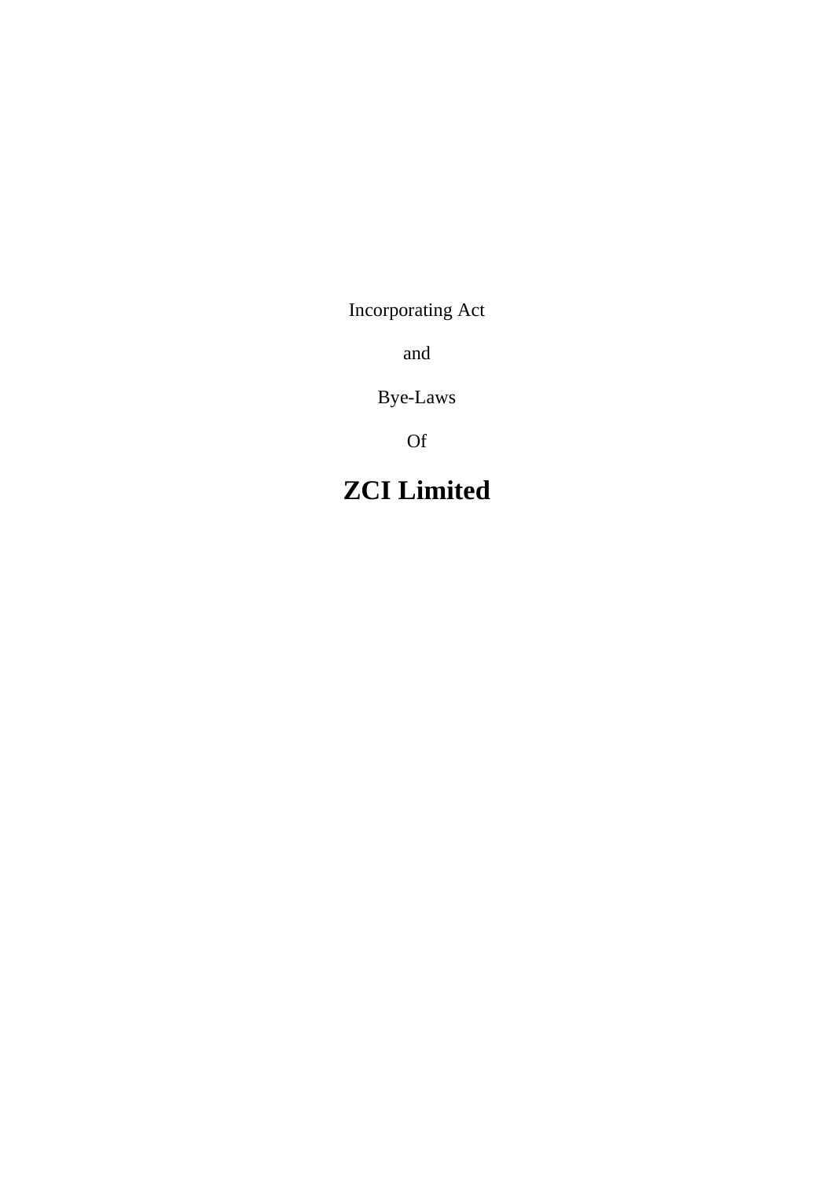Incorporating Act

and

Bye-Laws

Of

# ZCI Limited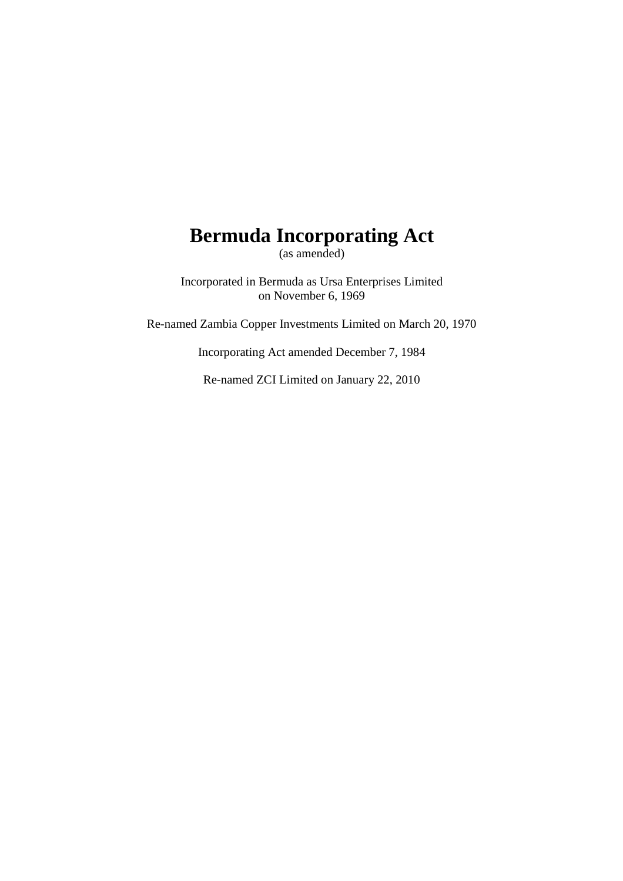# Bermuda Incorporating Act

(as amended)

Incorporated in Bermuda as Ursa Enterprises Limited
on November 6, 1969

Re-named Zambia Copper Investments Limited on March 20, 1970

Incorporating Act amended December 7, 1984

Re-named ZCI Limited on January 22, 2010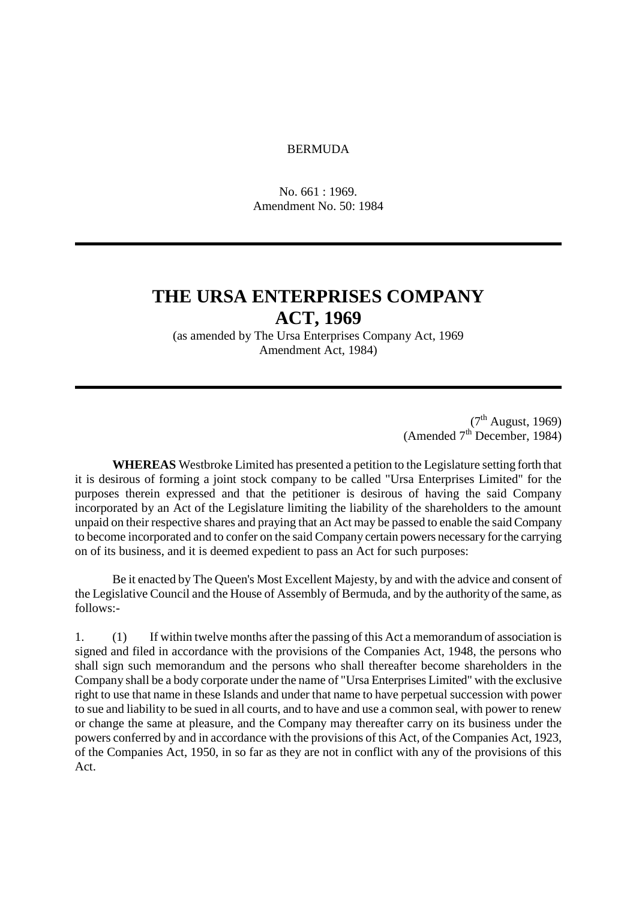BERMUDA

No. 661 : 1969.
Amendment No. 50: 1984

# THE URSA ENTERPRISES COMPANY ACT, 1969

(as amended by The Ursa Enterprises Company Act, 1969 Amendment Act, 1984)

(7th August, 1969)
(Amended 7th December, 1984)

**WHEREAS** Westbroke Limited has presented a petition to the Legislature setting forth that it is desirous of forming a joint stock company to be called "Ursa Enterprises Limited" for the purposes therein expressed and that the petitioner is desirous of having the said Company incorporated by an Act of the Legislature limiting the liability of the shareholders to the amount unpaid on their respective shares and praying that an Act may be passed to enable the said Company to become incorporated and to confer on the said Company certain powers necessary for the carrying on of its business, and it is deemed expedient to pass an Act for such purposes:

Be it enacted by The Queen's Most Excellent Majesty, by and with the advice and consent of the Legislative Council and the House of Assembly of Bermuda, and by the authority of the same, as follows:-

1. (1) If within twelve months after the passing of this Act a memorandum of association is signed and filed in accordance with the provisions of the Companies Act, 1948, the persons who shall sign such memorandum and the persons who shall thereafter become shareholders in the Company shall be a body corporate under the name of "Ursa Enterprises Limited" with the exclusive right to use that name in these Islands and under that name to have perpetual succession with power to sue and liability to be sued in all courts, and to have and use a common seal, with power to renew or change the same at pleasure, and the Company may thereafter carry on its business under the powers conferred by and in accordance with the provisions of this Act, of the Companies Act, 1923, of the Companies Act, 1950, in so far as they are not in conflict with any of the provisions of this Act.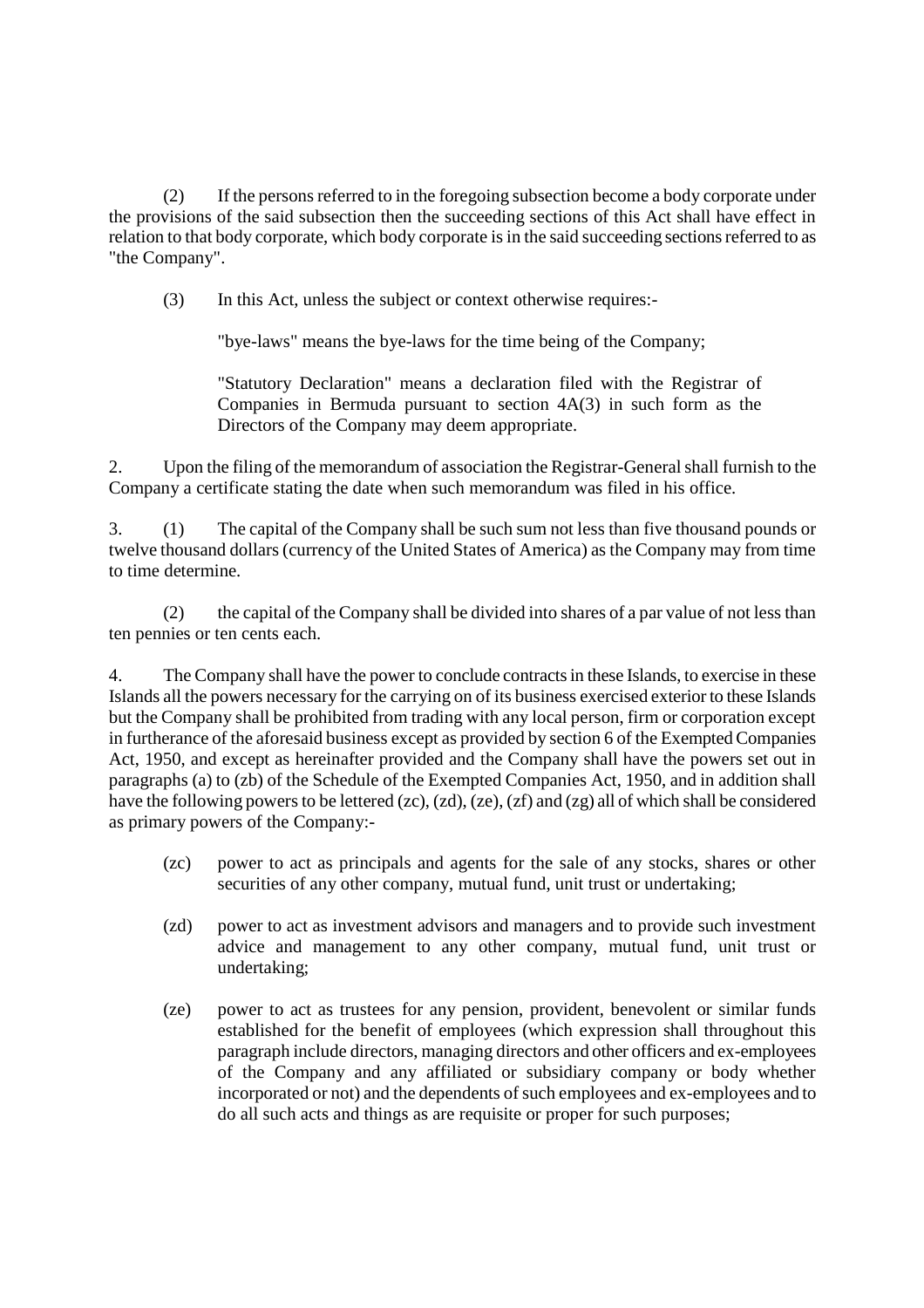(2) If the persons referred to in the foregoing subsection become a body corporate under the provisions of the said subsection then the succeeding sections of this Act shall have effect in relation to that body corporate, which body corporate is in the said succeeding sections referred to as "the Company".

(3) In this Act, unless the subject or context otherwise requires:-

"bye-laws" means the bye-laws for the time being of the Company;

"Statutory Declaration" means a declaration filed with the Registrar of Companies in Bermuda pursuant to section 4A(3) in such form as the Directors of the Company may deem appropriate.

2. Upon the filing of the memorandum of association the Registrar-General shall furnish to the Company a certificate stating the date when such memorandum was filed in his office.

3. (1) The capital of the Company shall be such sum not less than five thousand pounds or twelve thousand dollars (currency of the United States of America) as the Company may from time to time determine.

(2) the capital of the Company shall be divided into shares of a par value of not less than ten pennies or ten cents each.

4. The Company shall have the power to conclude contracts in these Islands, to exercise in these Islands all the powers necessary for the carrying on of its business exercised exterior to these Islands but the Company shall be prohibited from trading with any local person, firm or corporation except in furtherance of the aforesaid business except as provided by section 6 of the Exempted Companies Act, 1950, and except as hereinafter provided and the Company shall have the powers set out in paragraphs (a) to (zb) of the Schedule of the Exempted Companies Act, 1950, and in addition shall have the following powers to be lettered (zc), (zd), (ze), (zf) and (zg) all of which shall be considered as primary powers of the Company:-

(zc) power to act as principals and agents for the sale of any stocks, shares or other securities of any other company, mutual fund, unit trust or undertaking;

(zd) power to act as investment advisors and managers and to provide such investment advice and management to any other company, mutual fund, unit trust or undertaking;

(ze) power to act as trustees for any pension, provident, benevolent or similar funds established for the benefit of employees (which expression shall throughout this paragraph include directors, managing directors and other officers and ex-employees of the Company and any affiliated or subsidiary company or body whether incorporated or not) and the dependents of such employees and ex-employees and to do all such acts and things as are requisite or proper for such purposes;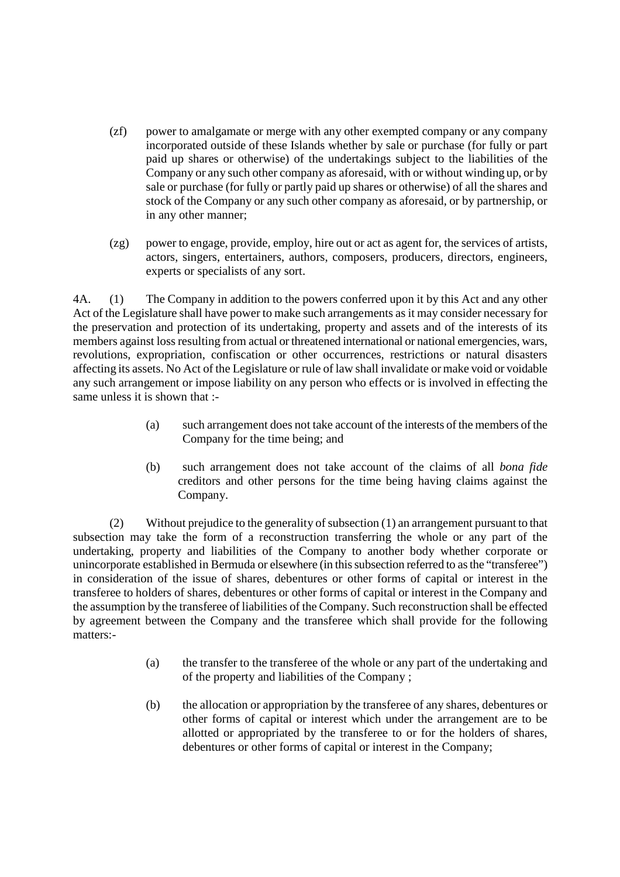(zf) power to amalgamate or merge with any other exempted company or any company incorporated outside of these Islands whether by sale or purchase (for fully or part paid up shares or otherwise) of the undertakings subject to the liabilities of the Company or any such other company as aforesaid, with or without winding up, or by sale or purchase (for fully or partly paid up shares or otherwise) of all the shares and stock of the Company or any such other company as aforesaid, or by partnership, or in any other manner;

(zg) power to engage, provide, employ, hire out or act as agent for, the services of artists, actors, singers, entertainers, authors, composers, producers, directors, engineers, experts or specialists of any sort.

4A. (1) The Company in addition to the powers conferred upon it by this Act and any other Act of the Legislature shall have power to make such arrangements as it may consider necessary for the preservation and protection of its undertaking, property and assets and of the interests of its members against loss resulting from actual or threatened international or national emergencies, wars, revolutions, expropriation, confiscation or other occurrences, restrictions or natural disasters affecting its assets. No Act of the Legislature or rule of law shall invalidate or make void or voidable any such arrangement or impose liability on any person who effects or is involved in effecting the same unless it is shown that :-

(a) such arrangement does not take account of the interests of the members of the Company for the time being; and

(b) such arrangement does not take account of the claims of all *bona fide* creditors and other persons for the time being having claims against the Company.

(2) Without prejudice to the generality of subsection (1) an arrangement pursuant to that subsection may take the form of a reconstruction transferring the whole or any part of the undertaking, property and liabilities of the Company to another body whether corporate or unincorporate established in Bermuda or elsewhere (in this subsection referred to as the "transferee") in consideration of the issue of shares, debentures or other forms of capital or interest in the transferee to holders of shares, debentures or other forms of capital or interest in the Company and the assumption by the transferee of liabilities of the Company. Such reconstruction shall be effected by agreement between the Company and the transferee which shall provide for the following matters:-

(a) the transfer to the transferee of the whole or any part of the undertaking and of the property and liabilities of the Company ;

(b) the allocation or appropriation by the transferee of any shares, debentures or other forms of capital or interest which under the arrangement are to be allotted or appropriated by the transferee to or for the holders of shares, debentures or other forms of capital or interest in the Company;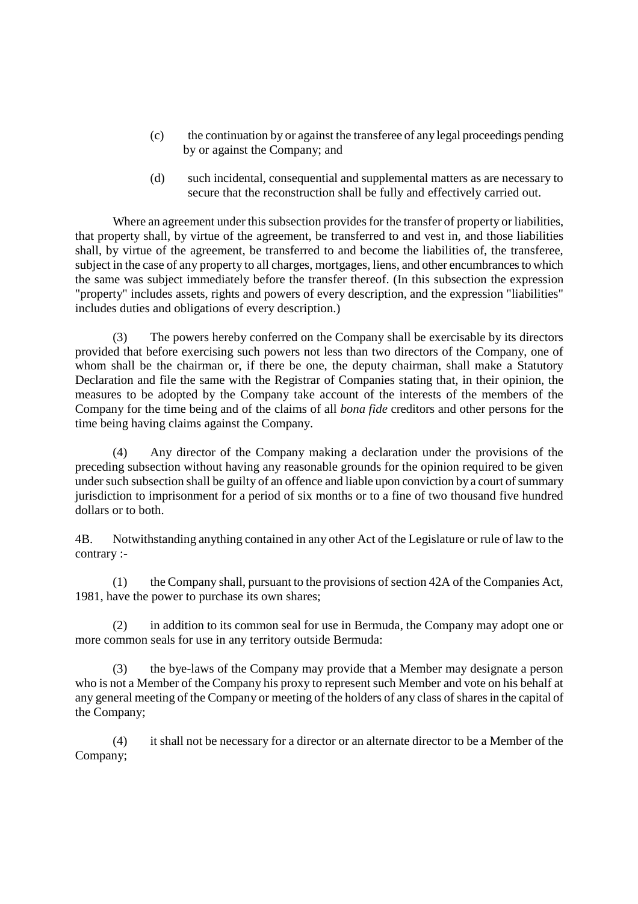(c) the continuation by or against the transferee of any legal proceedings pending by or against the Company; and

(d) such incidental, consequential and supplemental matters as are necessary to secure that the reconstruction shall be fully and effectively carried out.

Where an agreement under this subsection provides for the transfer of property or liabilities, that property shall, by virtue of the agreement, be transferred to and vest in, and those liabilities shall, by virtue of the agreement, be transferred to and become the liabilities of, the transferee, subject in the case of any property to all charges, mortgages, liens, and other encumbrances to which the same was subject immediately before the transfer thereof. (In this subsection the expression "property" includes assets, rights and powers of every description, and the expression "liabilities" includes duties and obligations of every description.)

(3) The powers hereby conferred on the Company shall be exercisable by its directors provided that before exercising such powers not less than two directors of the Company, one of whom shall be the chairman or, if there be one, the deputy chairman, shall make a Statutory Declaration and file the same with the Registrar of Companies stating that, in their opinion, the measures to be adopted by the Company take account of the interests of the members of the Company for the time being and of the claims of all *bona fide* creditors and other persons for the time being having claims against the Company.

(4) Any director of the Company making a declaration under the provisions of the preceding subsection without having any reasonable grounds for the opinion required to be given under such subsection shall be guilty of an offence and liable upon conviction by a court of summary jurisdiction to imprisonment for a period of six months or to a fine of two thousand five hundred dollars or to both.

4B. Notwithstanding anything contained in any other Act of the Legislature or rule of law to the contrary :-

(1) the Company shall, pursuant to the provisions of section 42A of the Companies Act, 1981, have the power to purchase its own shares;

(2) in addition to its common seal for use in Bermuda, the Company may adopt one or more common seals for use in any territory outside Bermuda:

(3) the bye-laws of the Company may provide that a Member may designate a person who is not a Member of the Company his proxy to represent such Member and vote on his behalf at any general meeting of the Company or meeting of the holders of any class of shares in the capital of the Company;

(4) it shall not be necessary for a director or an alternate director to be a Member of the Company;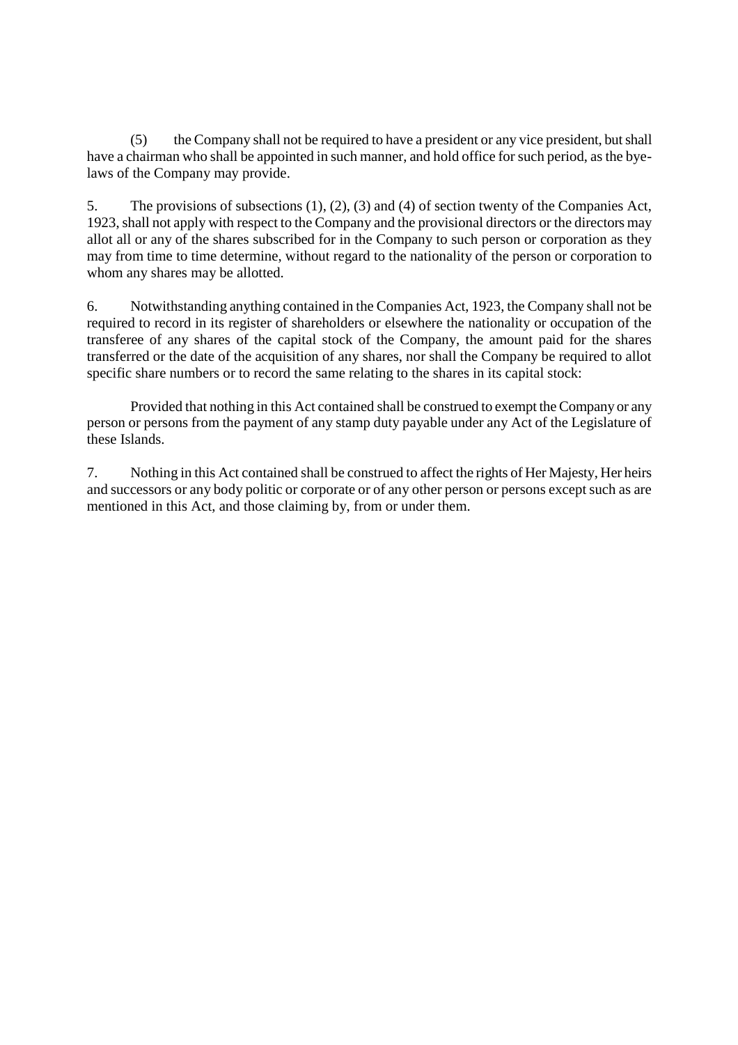(5) the Company shall not be required to have a president or any vice president, but shall have a chairman who shall be appointed in such manner, and hold office for such period, as the bye-laws of the Company may provide.

5. The provisions of subsections (1), (2), (3) and (4) of section twenty of the Companies Act, 1923, shall not apply with respect to the Company and the provisional directors or the directors may allot all or any of the shares subscribed for in the Company to such person or corporation as they may from time to time determine, without regard to the nationality of the person or corporation to whom any shares may be allotted.

6. Notwithstanding anything contained in the Companies Act, 1923, the Company shall not be required to record in its register of shareholders or elsewhere the nationality or occupation of the transferee of any shares of the capital stock of the Company, the amount paid for the shares transferred or the date of the acquisition of any shares, nor shall the Company be required to allot specific share numbers or to record the same relating to the shares in its capital stock:

Provided that nothing in this Act contained shall be construed to exempt the Company or any person or persons from the payment of any stamp duty payable under any Act of the Legislature of these Islands.

7. Nothing in this Act contained shall be construed to affect the rights of Her Majesty, Her heirs and successors or any body politic or corporate or of any other person or persons except such as are mentioned in this Act, and those claiming by, from or under them.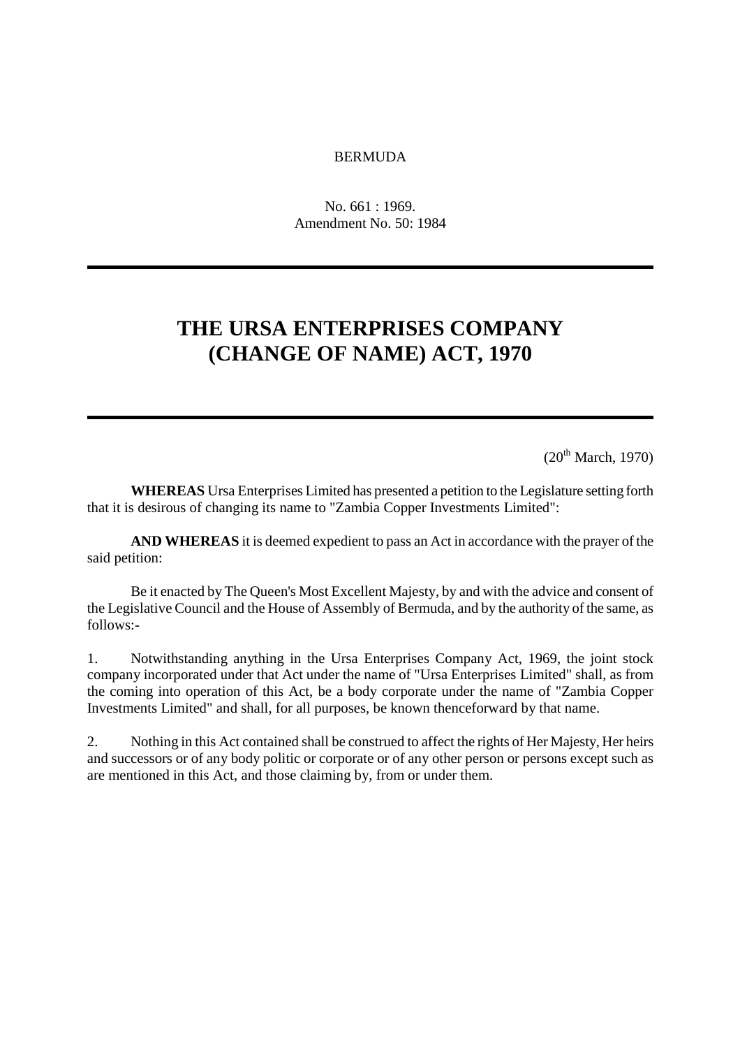BERMUDA

No. 661 : 1969.
Amendment No. 50: 1984

# THE URSA ENTERPRISES COMPANY (CHANGE OF NAME) ACT, 1970

(20th March, 1970)

**WHEREAS** Ursa Enterprises Limited has presented a petition to the Legislature setting forth that it is desirous of changing its name to "Zambia Copper Investments Limited":

**AND WHEREAS** it is deemed expedient to pass an Act in accordance with the prayer of the said petition:

Be it enacted by The Queen's Most Excellent Majesty, by and with the advice and consent of the Legislative Council and the House of Assembly of Bermuda, and by the authority of the same, as follows:-

1. Notwithstanding anything in the Ursa Enterprises Company Act, 1969, the joint stock company incorporated under that Act under the name of "Ursa Enterprises Limited" shall, as from the coming into operation of this Act, be a body corporate under the name of "Zambia Copper Investments Limited" and shall, for all purposes, be known thenceforward by that name.

2. Nothing in this Act contained shall be construed to affect the rights of Her Majesty, Her heirs and successors or of any body politic or corporate or of any other person or persons except such as are mentioned in this Act, and those claiming by, from or under them.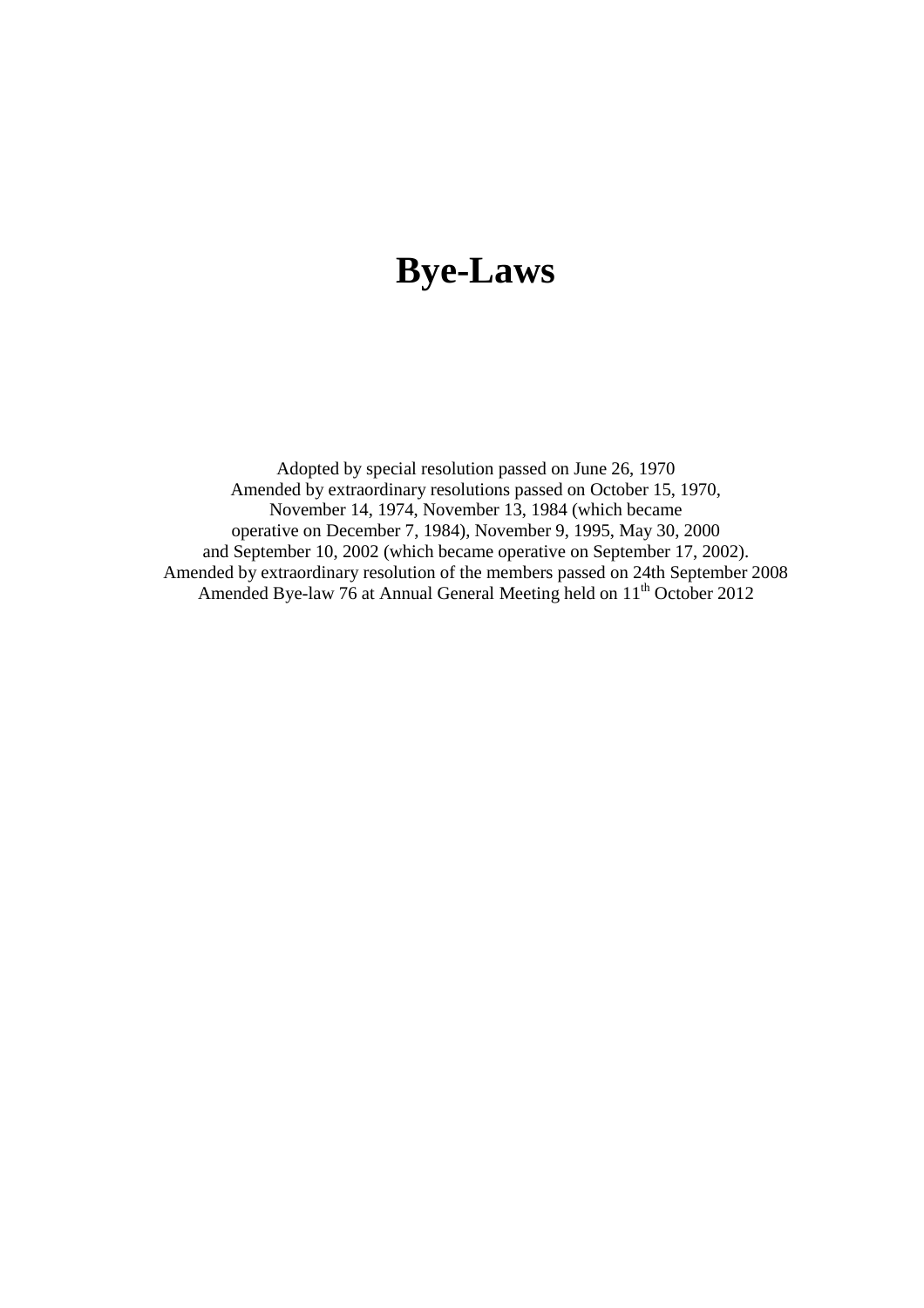# Bye-Laws

Adopted by special resolution passed on June 26, 1970
Amended by extraordinary resolutions passed on October 15, 1970,
November 14, 1974, November 13, 1984 (which became
operative on December 7, 1984), November 9, 1995, May 30, 2000
and September 10, 2002 (which became operative on September 17, 2002).
Amended by extraordinary resolution of the members passed on 24th September 2008
Amended Bye-law 76 at Annual General Meeting held on 11th October 2012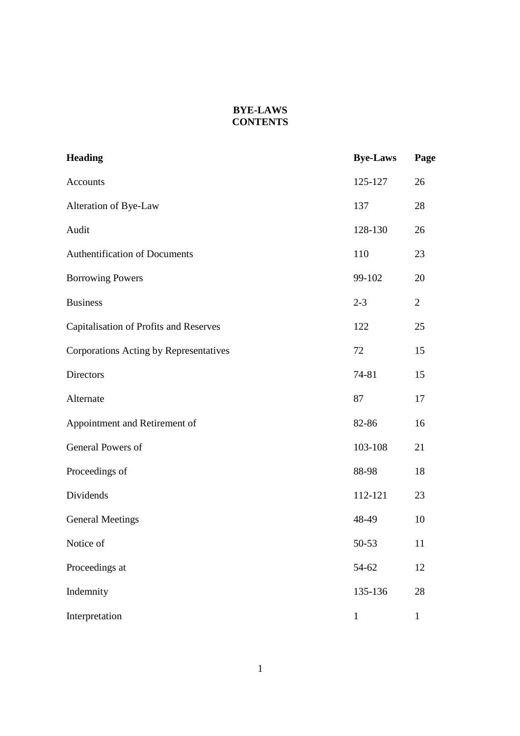# BYE-LAWS
# CONTENTS

| Heading | Bye-Laws | Page |
| --- | --- | --- |
| Accounts | 125-127 | 26 |
| Alteration of Bye-Law | 137 | 28 |
| Audit | 128-130 | 26 |
| Authentification of Documents | 110 | 23 |
| Borrowing Powers | 99-102 | 20 |
| Business | 2-3 | 2 |
| Capitalisation of Profits and Reserves | 122 | 25 |
| Corporations Acting by Representatives | 72 | 15 |
| Directors | 74-81 | 15 |
| Alternate | 87 | 17 |
| Appointment and Retirement of | 82-86 | 16 |
| General Powers of | 103-108 | 21 |
| Proceedings of | 88-98 | 18 |
| Dividends | 112-121 | 23 |
| General Meetings | 48-49 | 10 |
| Notice of | 50-53 | 11 |
| Proceedings at | 54-62 | 12 |
| Indemnity | 135-136 | 28 |
| Interpretation | 1 | 1 |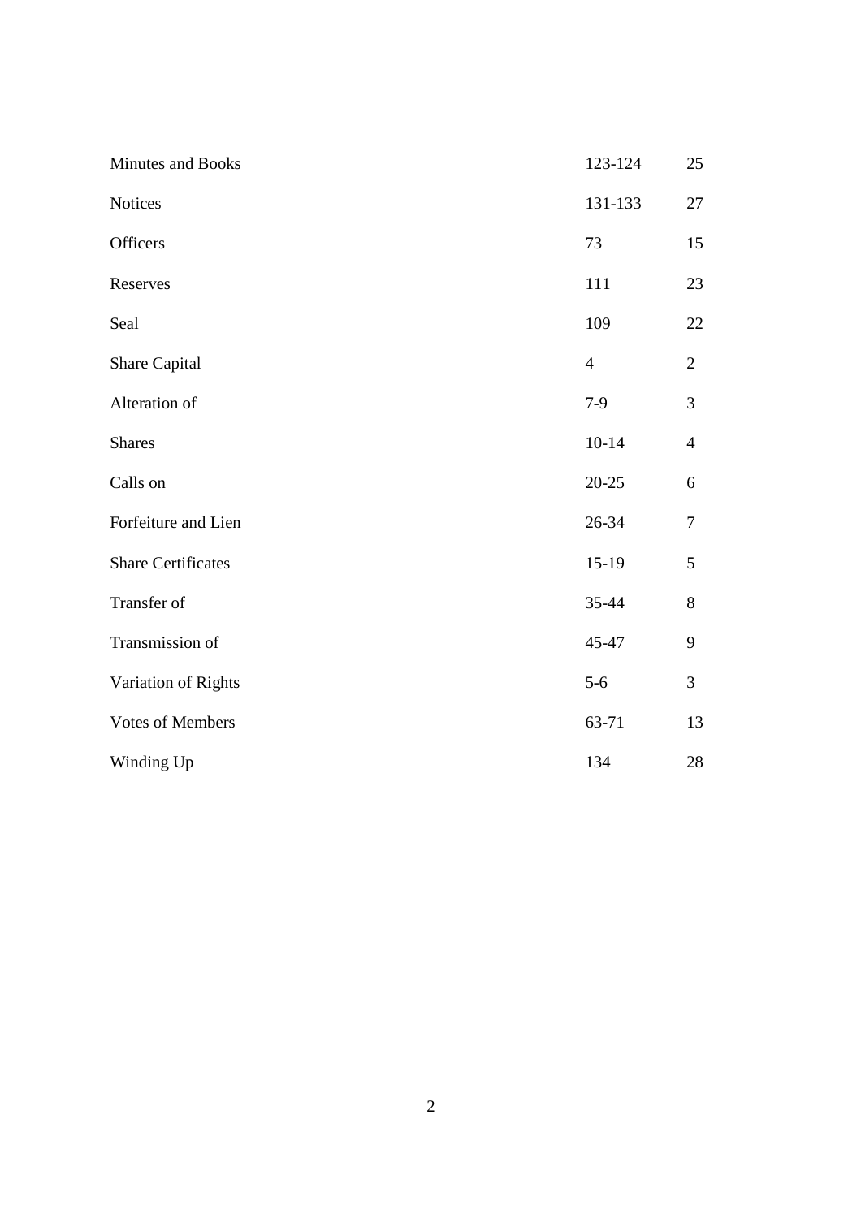| | | |
|---|---|---|
| Minutes and Books | 123-124 | 25 |
| Notices | 131-133 | 27 |
| Officers | 73 | 15 |
| Reserves | 111 | 23 |
| Seal | 109 | 22 |
| Share Capital | 4 | 2 |
| Alteration of | 7-9 | 3 |
| Shares | 10-14 | 4 |
| Calls on | 20-25 | 6 |
| Forfeiture and Lien | 26-34 | 7 |
| Share Certificates | 15-19 | 5 |
| Transfer of | 35-44 | 8 |
| Transmission of | 45-47 | 9 |
| Variation of Rights | 5-6 | 3 |
| Votes of Members | 63-71 | 13 |
| Winding Up | 134 | 28 |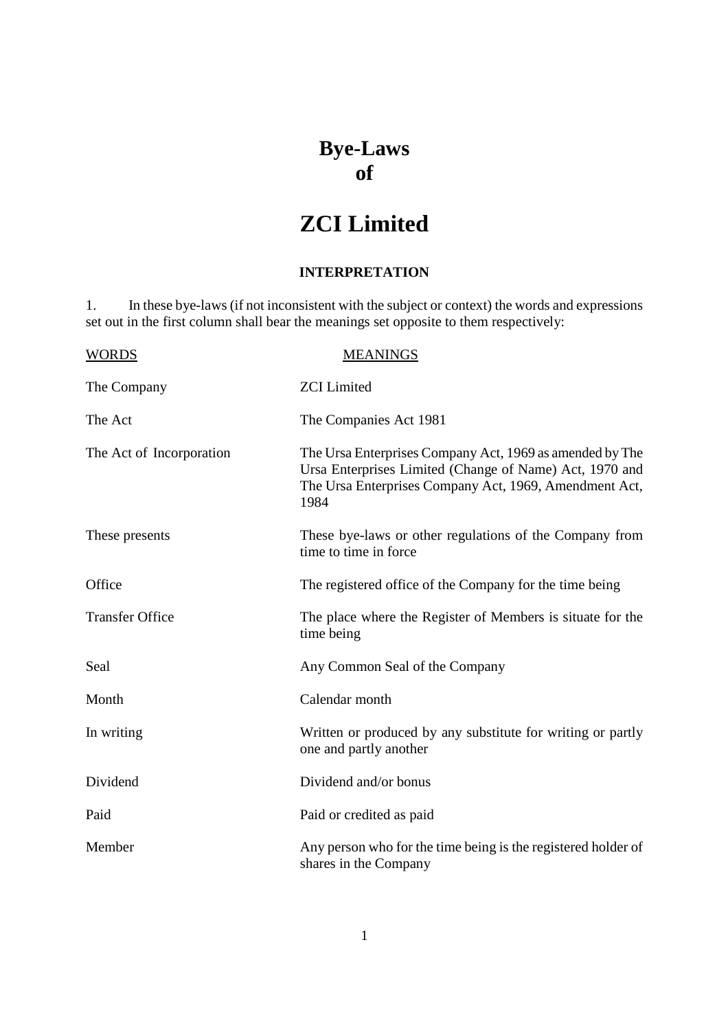# Bye-Laws of

# ZCI Limited

## INTERPRETATION

1. In these bye-laws (if not inconsistent with the subject or context) the words and expressions set out in the first column shall bear the meanings set opposite to them respectively:

| WORDS | MEANINGS |
|---|---|
| The Company | ZCI Limited |
| The Act | The Companies Act 1981 |
| The Act of Incorporation | The Ursa Enterprises Company Act, 1969 as amended by The Ursa Enterprises Limited (Change of Name) Act, 1970 and The Ursa Enterprises Company Act, 1969, Amendment Act, 1984 |
| These presents | These bye-laws or other regulations of the Company from time to time in force |
| Office | The registered office of the Company for the time being |
| Transfer Office | The place where the Register of Members is situate for the time being |
| Seal | Any Common Seal of the Company |
| Month | Calendar month |
| In writing | Written or produced by any substitute for writing or partly one and partly another |
| Dividend | Dividend and/or bonus |
| Paid | Paid or credited as paid |
| Member | Any person who for the time being is the registered holder of shares in the Company |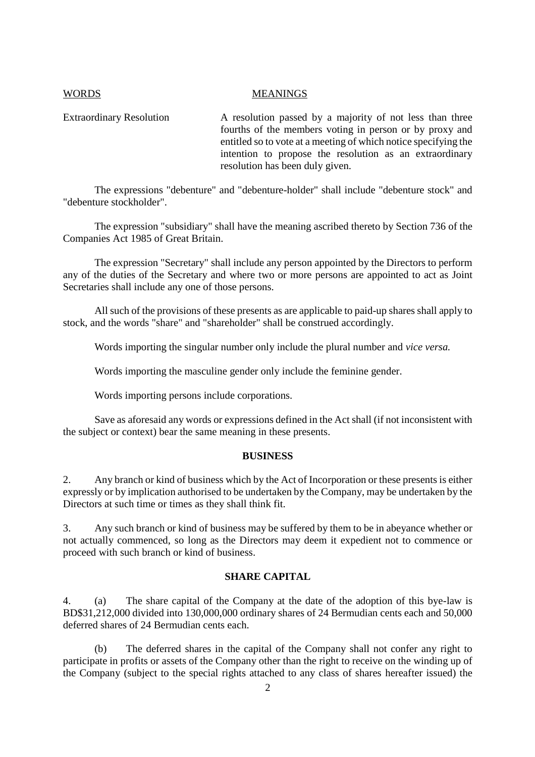| WORDS | MEANINGS |
|---|---|
| Extraordinary Resolution | A resolution passed by a majority of not less than three fourths of the members voting in person or by proxy and entitled so to vote at a meeting of which notice specifying the intention to propose the resolution as an extraordinary resolution has been duly given. |

The expressions "debenture" and "debenture-holder" shall include "debenture stock" and "debenture stockholder".

The expression "subsidiary" shall have the meaning ascribed thereto by Section 736 of the Companies Act 1985 of Great Britain.

The expression "Secretary" shall include any person appointed by the Directors to perform any of the duties of the Secretary and where two or more persons are appointed to act as Joint Secretaries shall include any one of those persons.

All such of the provisions of these presents as are applicable to paid-up shares shall apply to stock, and the words "share" and "shareholder" shall be construed accordingly.

Words importing the singular number only include the plural number and *vice versa.*

Words importing the masculine gender only include the feminine gender.

Words importing persons include corporations.

Save as aforesaid any words or expressions defined in the Act shall (if not inconsistent with the subject or context) bear the same meaning in these presents.

## BUSINESS

2. Any branch or kind of business which by the Act of Incorporation or these presents is either expressly or by implication authorised to be undertaken by the Company, may be undertaken by the Directors at such time or times as they shall think fit.

3. Any such branch or kind of business may be suffered by them to be in abeyance whether or not actually commenced, so long as the Directors may deem it expedient not to commence or proceed with such branch or kind of business.

## SHARE CAPITAL

4. (a) The share capital of the Company at the date of the adoption of this bye-law is BD$31,212,000 divided into 130,000,000 ordinary shares of 24 Bermudian cents each and 50,000 deferred shares of 24 Bermudian cents each.

(b) The deferred shares in the capital of the Company shall not confer any right to participate in profits or assets of the Company other than the right to receive on the winding up of the Company (subject to the special rights attached to any class of shares hereafter issued) the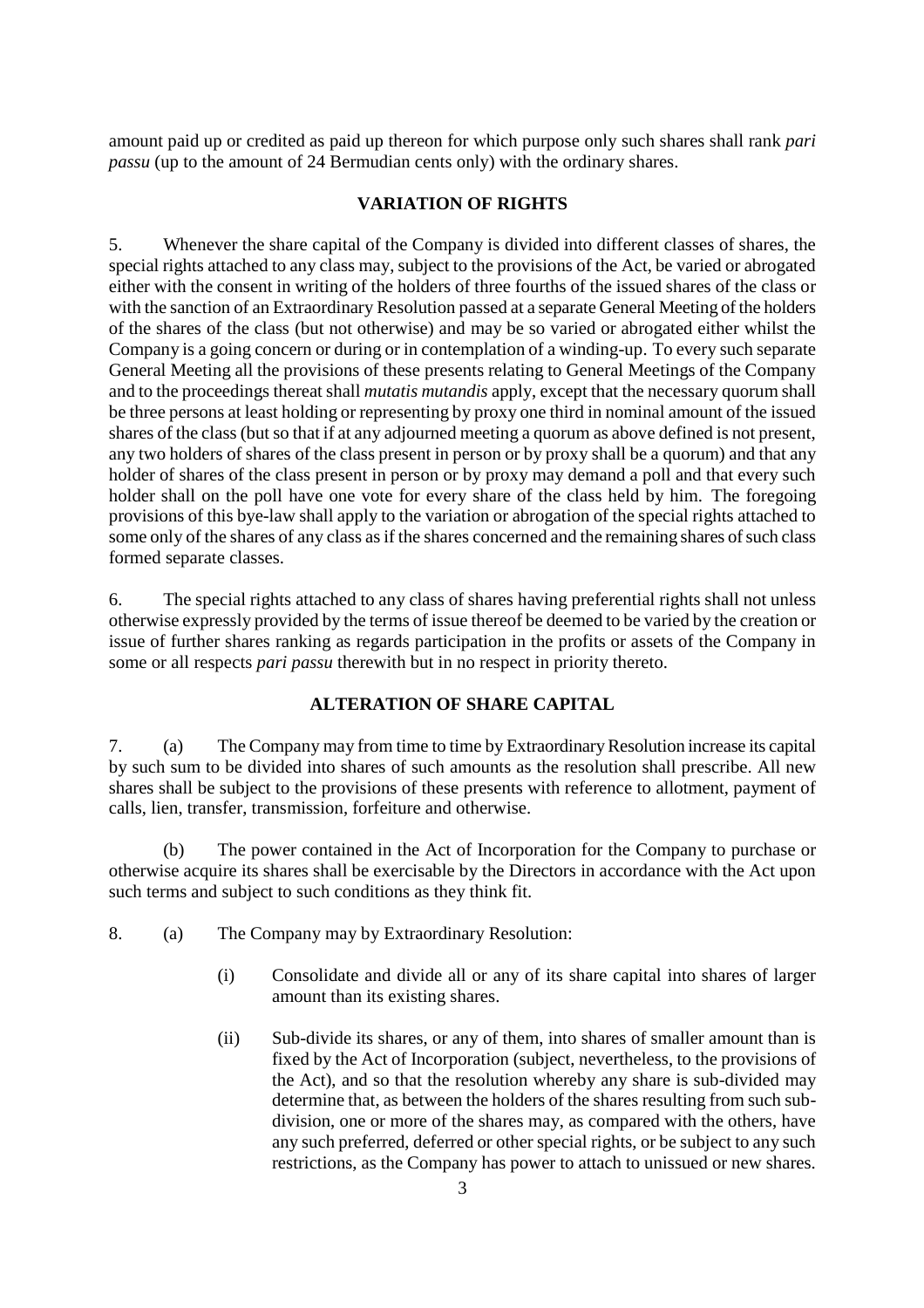amount paid up or credited as paid up thereon for which purpose only such shares shall rank *pari passu* (up to the amount of 24 Bermudian cents only) with the ordinary shares.

## VARIATION OF RIGHTS

5. Whenever the share capital of the Company is divided into different classes of shares, the special rights attached to any class may, subject to the provisions of the Act, be varied or abrogated either with the consent in writing of the holders of three fourths of the issued shares of the class or with the sanction of an Extraordinary Resolution passed at a separate General Meeting of the holders of the shares of the class (but not otherwise) and may be so varied or abrogated either whilst the Company is a going concern or during or in contemplation of a winding-up. To every such separate General Meeting all the provisions of these presents relating to General Meetings of the Company and to the proceedings thereat shall *mutatis mutandis* apply, except that the necessary quorum shall be three persons at least holding or representing by proxy one third in nominal amount of the issued shares of the class (but so that if at any adjourned meeting a quorum as above defined is not present, any two holders of shares of the class present in person or by proxy shall be a quorum) and that any holder of shares of the class present in person or by proxy may demand a poll and that every such holder shall on the poll have one vote for every share of the class held by him. The foregoing provisions of this bye-law shall apply to the variation or abrogation of the special rights attached to some only of the shares of any class as if the shares concerned and the remaining shares of such class formed separate classes.

6. The special rights attached to any class of shares having preferential rights shall not unless otherwise expressly provided by the terms of issue thereof be deemed to be varied by the creation or issue of further shares ranking as regards participation in the profits or assets of the Company in some or all respects *pari passu* therewith but in no respect in priority thereto.

## ALTERATION OF SHARE CAPITAL

7. (a) The Company may from time to time by Extraordinary Resolution increase its capital by such sum to be divided into shares of such amounts as the resolution shall prescribe. All new shares shall be subject to the provisions of these presents with reference to allotment, payment of calls, lien, transfer, transmission, forfeiture and otherwise.

(b) The power contained in the Act of Incorporation for the Company to purchase or otherwise acquire its shares shall be exercisable by the Directors in accordance with the Act upon such terms and subject to such conditions as they think fit.

8. (a) The Company may by Extraordinary Resolution:

(i) Consolidate and divide all or any of its share capital into shares of larger amount than its existing shares.

(ii) Sub-divide its shares, or any of them, into shares of smaller amount than is fixed by the Act of Incorporation (subject, nevertheless, to the provisions of the Act), and so that the resolution whereby any share is sub-divided may determine that, as between the holders of the shares resulting from such sub-division, one or more of the shares may, as compared with the others, have any such preferred, deferred or other special rights, or be subject to any such restrictions, as the Company has power to attach to unissued or new shares.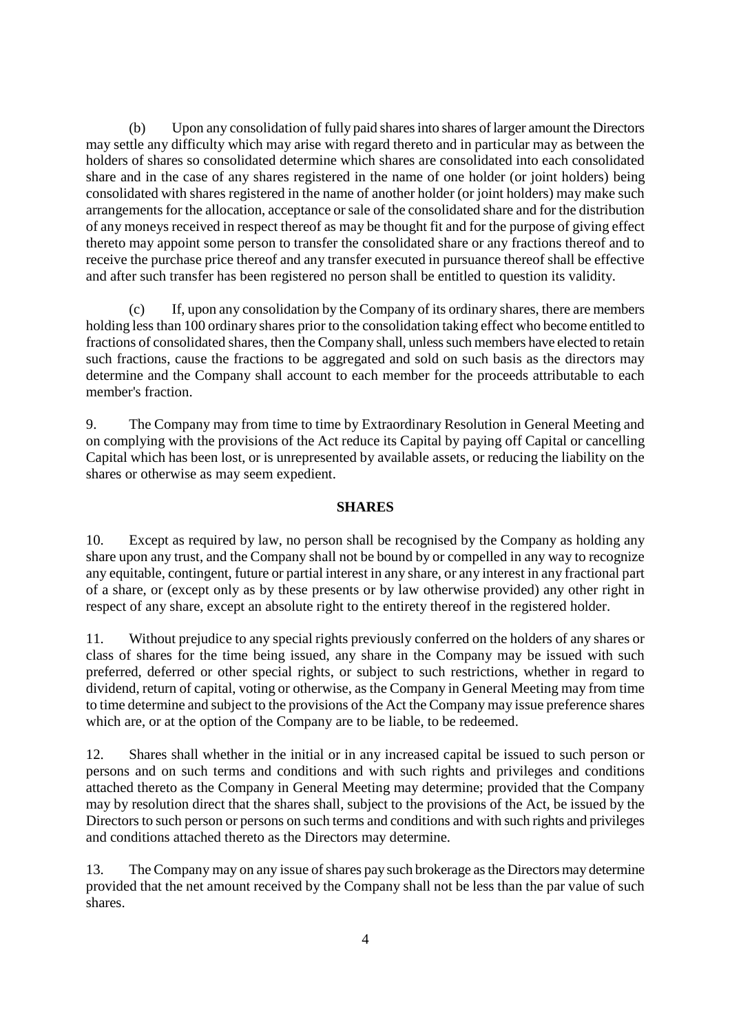(b) Upon any consolidation of fully paid shares into shares of larger amount the Directors may settle any difficulty which may arise with regard thereto and in particular may as between the holders of shares so consolidated determine which shares are consolidated into each consolidated share and in the case of any shares registered in the name of one holder (or joint holders) being consolidated with shares registered in the name of another holder (or joint holders) may make such arrangements for the allocation, acceptance or sale of the consolidated share and for the distribution of any moneys received in respect thereof as may be thought fit and for the purpose of giving effect thereto may appoint some person to transfer the consolidated share or any fractions thereof and to receive the purchase price thereof and any transfer executed in pursuance thereof shall be effective and after such transfer has been registered no person shall be entitled to question its validity.

(c) If, upon any consolidation by the Company of its ordinary shares, there are members holding less than 100 ordinary shares prior to the consolidation taking effect who become entitled to fractions of consolidated shares, then the Company shall, unless such members have elected to retain such fractions, cause the fractions to be aggregated and sold on such basis as the directors may determine and the Company shall account to each member for the proceeds attributable to each member's fraction.

9. The Company may from time to time by Extraordinary Resolution in General Meeting and on complying with the provisions of the Act reduce its Capital by paying off Capital or cancelling Capital which has been lost, or is unrepresented by available assets, or reducing the liability on the shares or otherwise as may seem expedient.

## SHARES

10. Except as required by law, no person shall be recognised by the Company as holding any share upon any trust, and the Company shall not be bound by or compelled in any way to recognize any equitable, contingent, future or partial interest in any share, or any interest in any fractional part of a share, or (except only as by these presents or by law otherwise provided) any other right in respect of any share, except an absolute right to the entirety thereof in the registered holder.

11. Without prejudice to any special rights previously conferred on the holders of any shares or class of shares for the time being issued, any share in the Company may be issued with such preferred, deferred or other special rights, or subject to such restrictions, whether in regard to dividend, return of capital, voting or otherwise, as the Company in General Meeting may from time to time determine and subject to the provisions of the Act the Company may issue preference shares which are, or at the option of the Company are to be liable, to be redeemed.

12. Shares shall whether in the initial or in any increased capital be issued to such person or persons and on such terms and conditions and with such rights and privileges and conditions attached thereto as the Company in General Meeting may determine; provided that the Company may by resolution direct that the shares shall, subject to the provisions of the Act, be issued by the Directors to such person or persons on such terms and conditions and with such rights and privileges and conditions attached thereto as the Directors may determine.

13. The Company may on any issue of shares pay such brokerage as the Directors may determine provided that the net amount received by the Company shall not be less than the par value of such shares.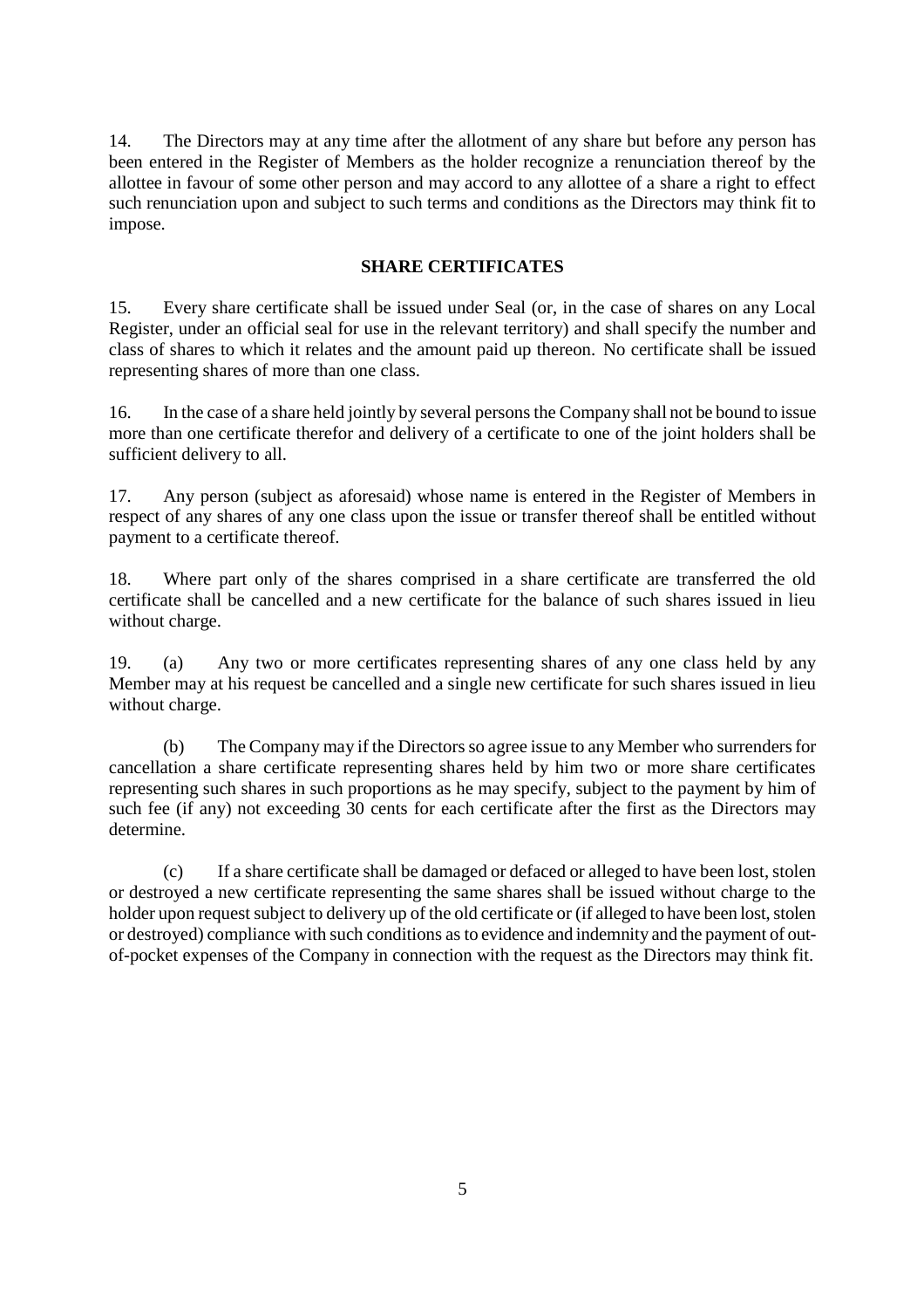14. The Directors may at any time after the allotment of any share but before any person has been entered in the Register of Members as the holder recognize a renunciation thereof by the allottee in favour of some other person and may accord to any allottee of a share a right to effect such renunciation upon and subject to such terms and conditions as the Directors may think fit to impose.

## SHARE CERTIFICATES

15. Every share certificate shall be issued under Seal (or, in the case of shares on any Local Register, under an official seal for use in the relevant territory) and shall specify the number and class of shares to which it relates and the amount paid up thereon. No certificate shall be issued representing shares of more than one class.

16. In the case of a share held jointly by several persons the Company shall not be bound to issue more than one certificate therefor and delivery of a certificate to one of the joint holders shall be sufficient delivery to all.

17. Any person (subject as aforesaid) whose name is entered in the Register of Members in respect of any shares of any one class upon the issue or transfer thereof shall be entitled without payment to a certificate thereof.

18. Where part only of the shares comprised in a share certificate are transferred the old certificate shall be cancelled and a new certificate for the balance of such shares issued in lieu without charge.

19. (a) Any two or more certificates representing shares of any one class held by any Member may at his request be cancelled and a single new certificate for such shares issued in lieu without charge.

(b) The Company may if the Directors so agree issue to any Member who surrenders for cancellation a share certificate representing shares held by him two or more share certificates representing such shares in such proportions as he may specify, subject to the payment by him of such fee (if any) not exceeding 30 cents for each certificate after the first as the Directors may determine.

(c) If a share certificate shall be damaged or defaced or alleged to have been lost, stolen or destroyed a new certificate representing the same shares shall be issued without charge to the holder upon request subject to delivery up of the old certificate or (if alleged to have been lost, stolen or destroyed) compliance with such conditions as to evidence and indemnity and the payment of out-of-pocket expenses of the Company in connection with the request as the Directors may think fit.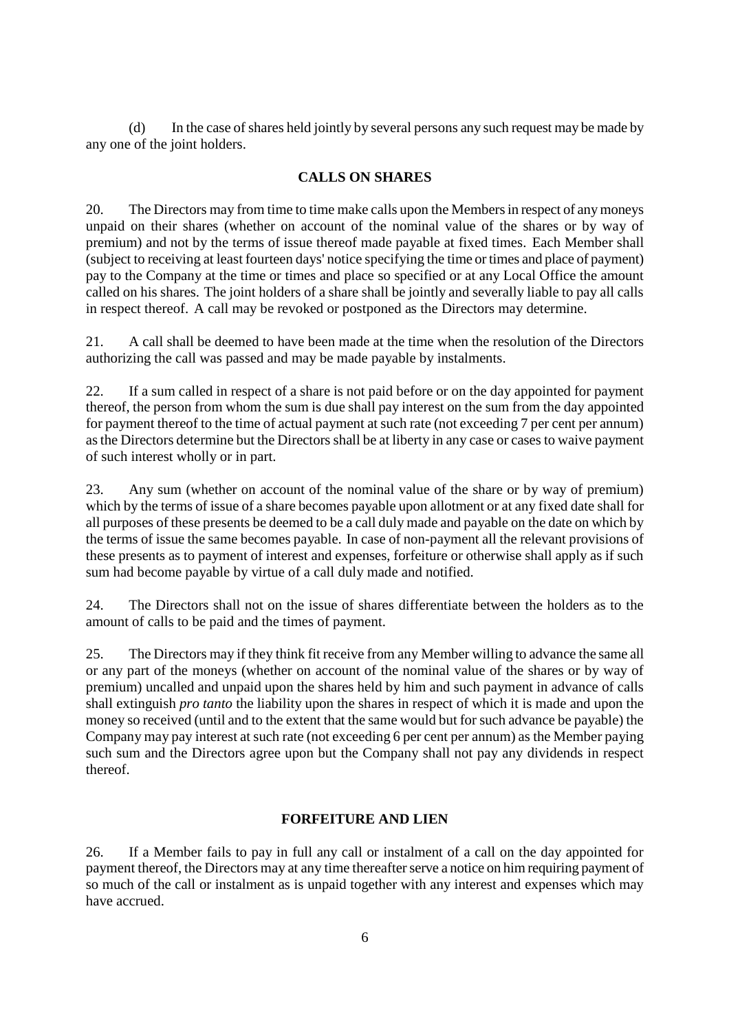(d) In the case of shares held jointly by several persons any such request may be made by any one of the joint holders.

## CALLS ON SHARES

20. The Directors may from time to time make calls upon the Members in respect of any moneys unpaid on their shares (whether on account of the nominal value of the shares or by way of premium) and not by the terms of issue thereof made payable at fixed times. Each Member shall (subject to receiving at least fourteen days' notice specifying the time or times and place of payment) pay to the Company at the time or times and place so specified or at any Local Office the amount called on his shares. The joint holders of a share shall be jointly and severally liable to pay all calls in respect thereof. A call may be revoked or postponed as the Directors may determine.

21. A call shall be deemed to have been made at the time when the resolution of the Directors authorizing the call was passed and may be made payable by instalments.

22. If a sum called in respect of a share is not paid before or on the day appointed for payment thereof, the person from whom the sum is due shall pay interest on the sum from the day appointed for payment thereof to the time of actual payment at such rate (not exceeding 7 per cent per annum) as the Directors determine but the Directors shall be at liberty in any case or cases to waive payment of such interest wholly or in part.

23. Any sum (whether on account of the nominal value of the share or by way of premium) which by the terms of issue of a share becomes payable upon allotment or at any fixed date shall for all purposes of these presents be deemed to be a call duly made and payable on the date on which by the terms of issue the same becomes payable. In case of non-payment all the relevant provisions of these presents as to payment of interest and expenses, forfeiture or otherwise shall apply as if such sum had become payable by virtue of a call duly made and notified.

24. The Directors shall not on the issue of shares differentiate between the holders as to the amount of calls to be paid and the times of payment.

25. The Directors may if they think fit receive from any Member willing to advance the same all or any part of the moneys (whether on account of the nominal value of the shares or by way of premium) uncalled and unpaid upon the shares held by him and such payment in advance of calls shall extinguish *pro tanto* the liability upon the shares in respect of which it is made and upon the money so received (until and to the extent that the same would but for such advance be payable) the Company may pay interest at such rate (not exceeding 6 per cent per annum) as the Member paying such sum and the Directors agree upon but the Company shall not pay any dividends in respect thereof.

## FORFEITURE AND LIEN

26. If a Member fails to pay in full any call or instalment of a call on the day appointed for payment thereof, the Directors may at any time thereafter serve a notice on him requiring payment of so much of the call or instalment as is unpaid together with any interest and expenses which may have accrued.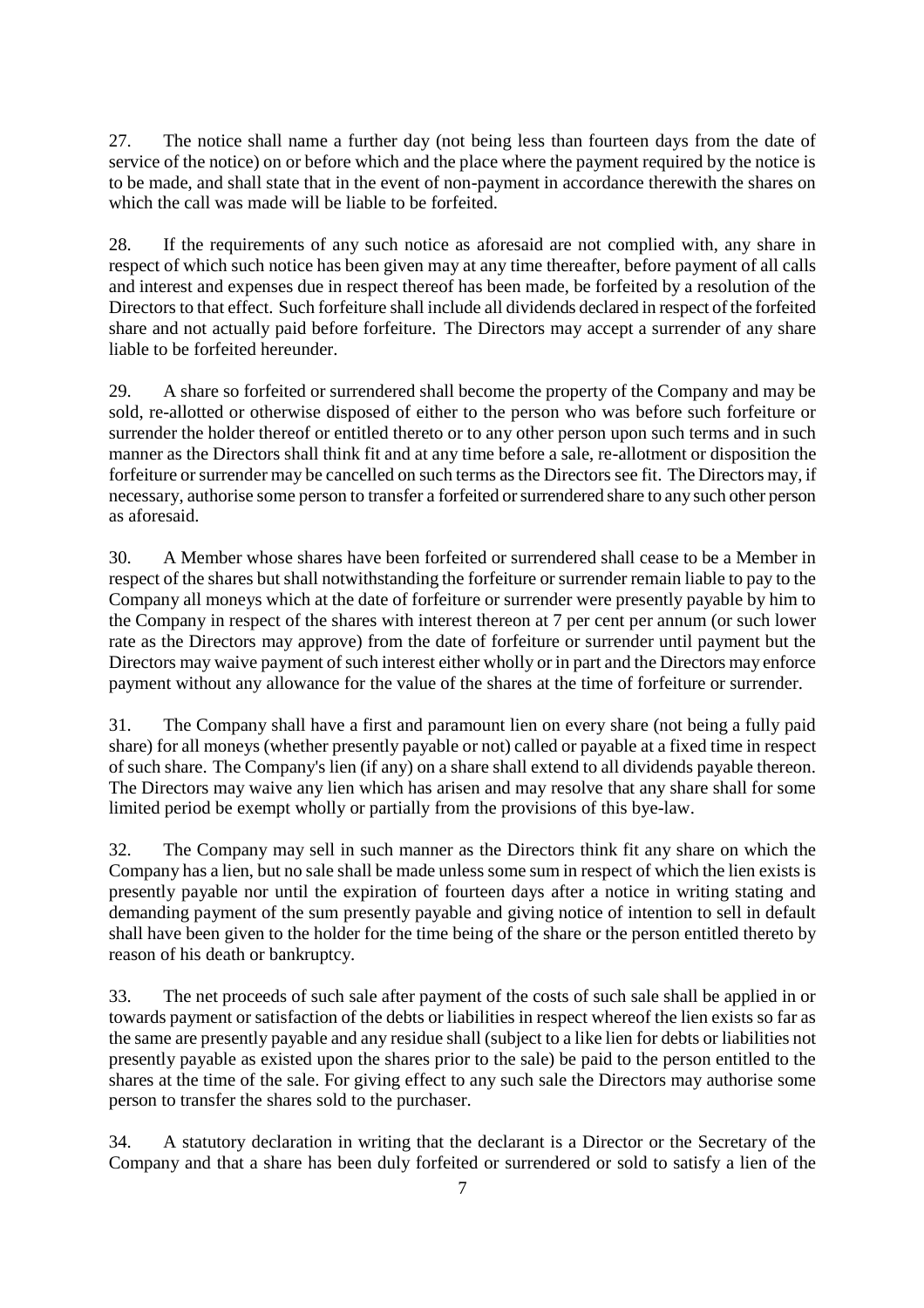27. The notice shall name a further day (not being less than fourteen days from the date of service of the notice) on or before which and the place where the payment required by the notice is to be made, and shall state that in the event of non-payment in accordance therewith the shares on which the call was made will be liable to be forfeited.

28. If the requirements of any such notice as aforesaid are not complied with, any share in respect of which such notice has been given may at any time thereafter, before payment of all calls and interest and expenses due in respect thereof has been made, be forfeited by a resolution of the Directors to that effect. Such forfeiture shall include all dividends declared in respect of the forfeited share and not actually paid before forfeiture. The Directors may accept a surrender of any share liable to be forfeited hereunder.

29. A share so forfeited or surrendered shall become the property of the Company and may be sold, re-allotted or otherwise disposed of either to the person who was before such forfeiture or surrender the holder thereof or entitled thereto or to any other person upon such terms and in such manner as the Directors shall think fit and at any time before a sale, re-allotment or disposition the forfeiture or surrender may be cancelled on such terms as the Directors see fit. The Directors may, if necessary, authorise some person to transfer a forfeited or surrendered share to any such other person as aforesaid.

30. A Member whose shares have been forfeited or surrendered shall cease to be a Member in respect of the shares but shall notwithstanding the forfeiture or surrender remain liable to pay to the Company all moneys which at the date of forfeiture or surrender were presently payable by him to the Company in respect of the shares with interest thereon at 7 per cent per annum (or such lower rate as the Directors may approve) from the date of forfeiture or surrender until payment but the Directors may waive payment of such interest either wholly or in part and the Directors may enforce payment without any allowance for the value of the shares at the time of forfeiture or surrender.

31. The Company shall have a first and paramount lien on every share (not being a fully paid share) for all moneys (whether presently payable or not) called or payable at a fixed time in respect of such share. The Company's lien (if any) on a share shall extend to all dividends payable thereon. The Directors may waive any lien which has arisen and may resolve that any share shall for some limited period be exempt wholly or partially from the provisions of this bye-law.

32. The Company may sell in such manner as the Directors think fit any share on which the Company has a lien, but no sale shall be made unless some sum in respect of which the lien exists is presently payable nor until the expiration of fourteen days after a notice in writing stating and demanding payment of the sum presently payable and giving notice of intention to sell in default shall have been given to the holder for the time being of the share or the person entitled thereto by reason of his death or bankruptcy.

33. The net proceeds of such sale after payment of the costs of such sale shall be applied in or towards payment or satisfaction of the debts or liabilities in respect whereof the lien exists so far as the same are presently payable and any residue shall (subject to a like lien for debts or liabilities not presently payable as existed upon the shares prior to the sale) be paid to the person entitled to the shares at the time of the sale. For giving effect to any such sale the Directors may authorise some person to transfer the shares sold to the purchaser.

34. A statutory declaration in writing that the declarant is a Director or the Secretary of the Company and that a share has been duly forfeited or surrendered or sold to satisfy a lien of the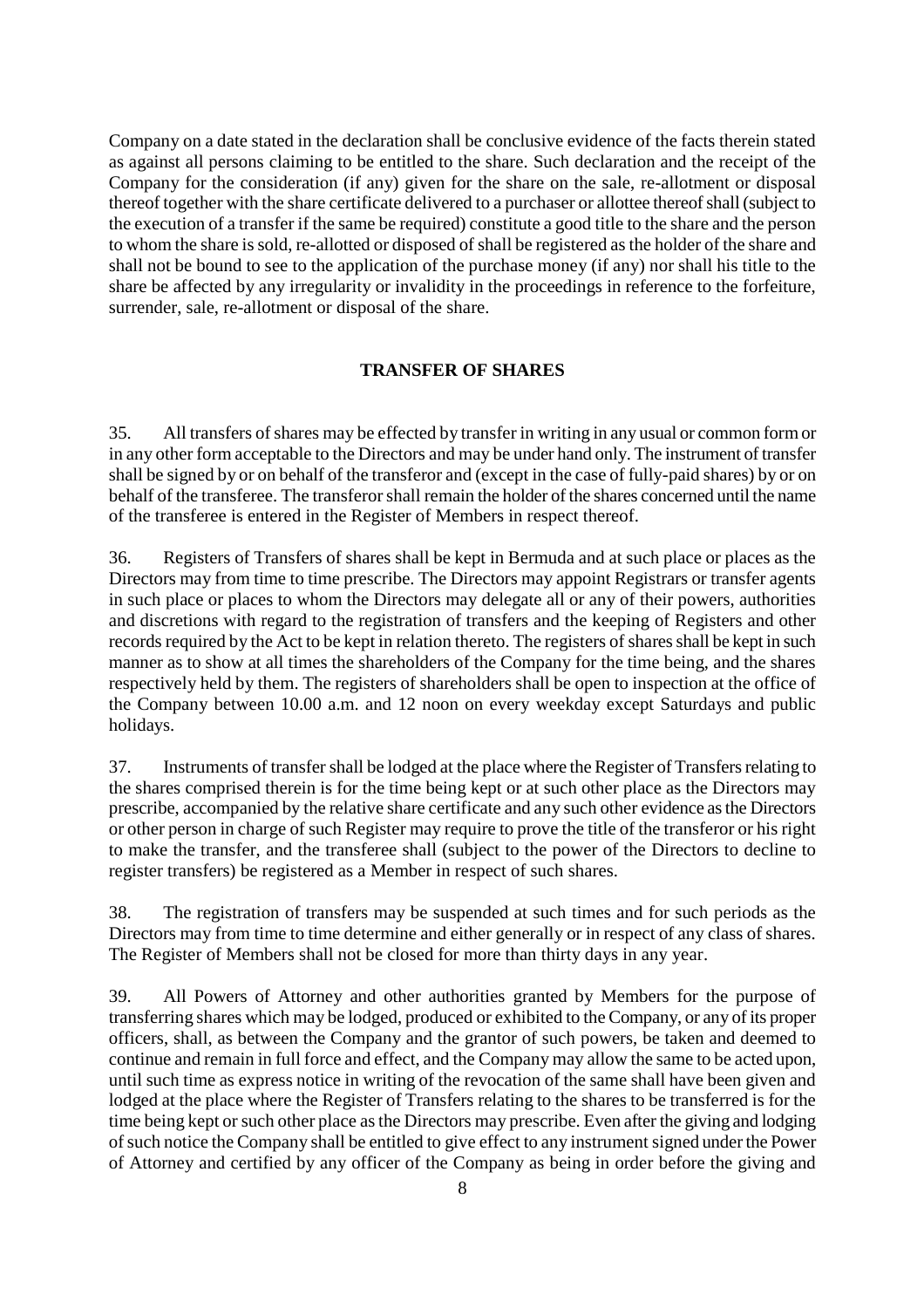Company on a date stated in the declaration shall be conclusive evidence of the facts therein stated as against all persons claiming to be entitled to the share. Such declaration and the receipt of the Company for the consideration (if any) given for the share on the sale, re-allotment or disposal thereof together with the share certificate delivered to a purchaser or allottee thereof shall (subject to the execution of a transfer if the same be required) constitute a good title to the share and the person to whom the share is sold, re-allotted or disposed of shall be registered as the holder of the share and shall not be bound to see to the application of the purchase money (if any) nor shall his title to the share be affected by any irregularity or invalidity in the proceedings in reference to the forfeiture, surrender, sale, re-allotment or disposal of the share.

## TRANSFER OF SHARES

35. All transfers of shares may be effected by transfer in writing in any usual or common form or in any other form acceptable to the Directors and may be under hand only. The instrument of transfer shall be signed by or on behalf of the transferor and (except in the case of fully-paid shares) by or on behalf of the transferee. The transferor shall remain the holder of the shares concerned until the name of the transferee is entered in the Register of Members in respect thereof.

36. Registers of Transfers of shares shall be kept in Bermuda and at such place or places as the Directors may from time to time prescribe. The Directors may appoint Registrars or transfer agents in such place or places to whom the Directors may delegate all or any of their powers, authorities and discretions with regard to the registration of transfers and the keeping of Registers and other records required by the Act to be kept in relation thereto. The registers of shares shall be kept in such manner as to show at all times the shareholders of the Company for the time being, and the shares respectively held by them. The registers of shareholders shall be open to inspection at the office of the Company between 10.00 a.m. and 12 noon on every weekday except Saturdays and public holidays.

37. Instruments of transfer shall be lodged at the place where the Register of Transfers relating to the shares comprised therein is for the time being kept or at such other place as the Directors may prescribe, accompanied by the relative share certificate and any such other evidence as the Directors or other person in charge of such Register may require to prove the title of the transferor or his right to make the transfer, and the transferee shall (subject to the power of the Directors to decline to register transfers) be registered as a Member in respect of such shares.

38. The registration of transfers may be suspended at such times and for such periods as the Directors may from time to time determine and either generally or in respect of any class of shares. The Register of Members shall not be closed for more than thirty days in any year.

39. All Powers of Attorney and other authorities granted by Members for the purpose of transferring shares which may be lodged, produced or exhibited to the Company, or any of its proper officers, shall, as between the Company and the grantor of such powers, be taken and deemed to continue and remain in full force and effect, and the Company may allow the same to be acted upon, until such time as express notice in writing of the revocation of the same shall have been given and lodged at the place where the Register of Transfers relating to the shares to be transferred is for the time being kept or such other place as the Directors may prescribe. Even after the giving and lodging of such notice the Company shall be entitled to give effect to any instrument signed under the Power of Attorney and certified by any officer of the Company as being in order before the giving and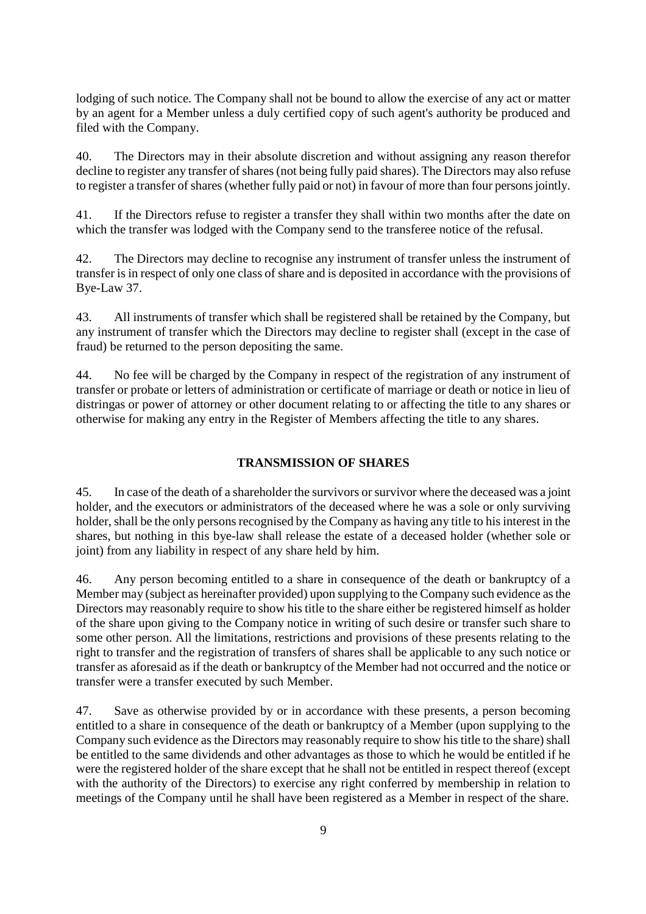lodging of such notice. The Company shall not be bound to allow the exercise of any act or matter by an agent for a Member unless a duly certified copy of such agent's authority be produced and filed with the Company.

40. The Directors may in their absolute discretion and without assigning any reason therefor decline to register any transfer of shares (not being fully paid shares). The Directors may also refuse to register a transfer of shares (whether fully paid or not) in favour of more than four persons jointly.

41. If the Directors refuse to register a transfer they shall within two months after the date on which the transfer was lodged with the Company send to the transferee notice of the refusal.

42. The Directors may decline to recognise any instrument of transfer unless the instrument of transfer is in respect of only one class of share and is deposited in accordance with the provisions of Bye-Law 37.

43. All instruments of transfer which shall be registered shall be retained by the Company, but any instrument of transfer which the Directors may decline to register shall (except in the case of fraud) be returned to the person depositing the same.

44. No fee will be charged by the Company in respect of the registration of any instrument of transfer or probate or letters of administration or certificate of marriage or death or notice in lieu of distringas or power of attorney or other document relating to or affecting the title to any shares or otherwise for making any entry in the Register of Members affecting the title to any shares.

## TRANSMISSION OF SHARES

45. In case of the death of a shareholder the survivors or survivor where the deceased was a joint holder, and the executors or administrators of the deceased where he was a sole or only surviving holder, shall be the only persons recognised by the Company as having any title to his interest in the shares, but nothing in this bye-law shall release the estate of a deceased holder (whether sole or joint) from any liability in respect of any share held by him.

46. Any person becoming entitled to a share in consequence of the death or bankruptcy of a Member may (subject as hereinafter provided) upon supplying to the Company such evidence as the Directors may reasonably require to show his title to the share either be registered himself as holder of the share upon giving to the Company notice in writing of such desire or transfer such share to some other person. All the limitations, restrictions and provisions of these presents relating to the right to transfer and the registration of transfers of shares shall be applicable to any such notice or transfer as aforesaid as if the death or bankruptcy of the Member had not occurred and the notice or transfer were a transfer executed by such Member.

47. Save as otherwise provided by or in accordance with these presents, a person becoming entitled to a share in consequence of the death or bankruptcy of a Member (upon supplying to the Company such evidence as the Directors may reasonably require to show his title to the share) shall be entitled to the same dividends and other advantages as those to which he would be entitled if he were the registered holder of the share except that he shall not be entitled in respect thereof (except with the authority of the Directors) to exercise any right conferred by membership in relation to meetings of the Company until he shall have been registered as a Member in respect of the share.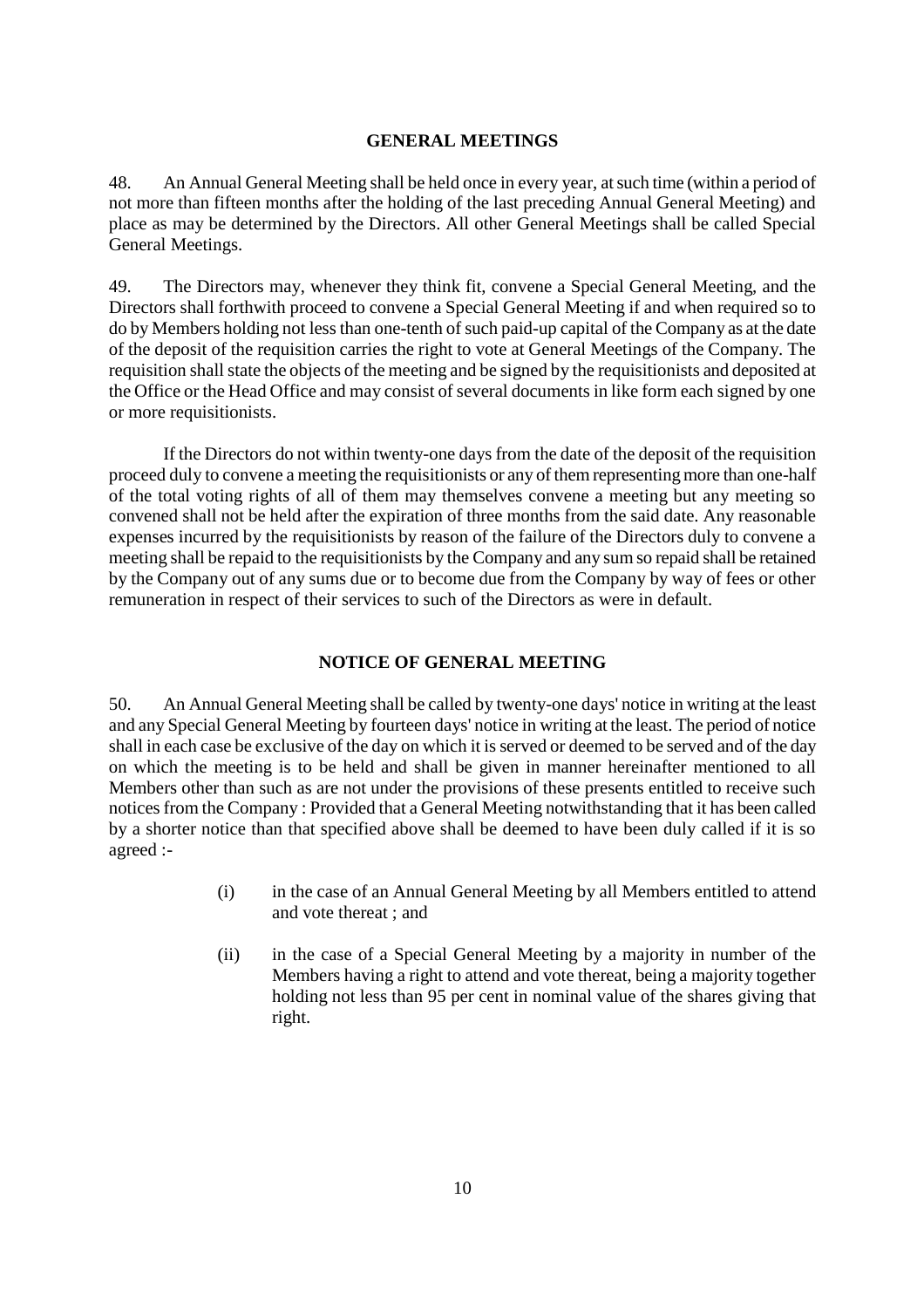## GENERAL MEETINGS

48. An Annual General Meeting shall be held once in every year, at such time (within a period of not more than fifteen months after the holding of the last preceding Annual General Meeting) and place as may be determined by the Directors. All other General Meetings shall be called Special General Meetings.

49. The Directors may, whenever they think fit, convene a Special General Meeting, and the Directors shall forthwith proceed to convene a Special General Meeting if and when required so to do by Members holding not less than one-tenth of such paid-up capital of the Company as at the date of the deposit of the requisition carries the right to vote at General Meetings of the Company. The requisition shall state the objects of the meeting and be signed by the requisitionists and deposited at the Office or the Head Office and may consist of several documents in like form each signed by one or more requisitionists.

If the Directors do not within twenty-one days from the date of the deposit of the requisition proceed duly to convene a meeting the requisitionists or any of them representing more than one-half of the total voting rights of all of them may themselves convene a meeting but any meeting so convened shall not be held after the expiration of three months from the said date. Any reasonable expenses incurred by the requisitionists by reason of the failure of the Directors duly to convene a meeting shall be repaid to the requisitionists by the Company and any sum so repaid shall be retained by the Company out of any sums due or to become due from the Company by way of fees or other remuneration in respect of their services to such of the Directors as were in default.

## NOTICE OF GENERAL MEETING

50. An Annual General Meeting shall be called by twenty-one days' notice in writing at the least and any Special General Meeting by fourteen days' notice in writing at the least. The period of notice shall in each case be exclusive of the day on which it is served or deemed to be served and of the day on which the meeting is to be held and shall be given in manner hereinafter mentioned to all Members other than such as are not under the provisions of these presents entitled to receive such notices from the Company : Provided that a General Meeting notwithstanding that it has been called by a shorter notice than that specified above shall be deemed to have been duly called if it is so agreed :-

(i) in the case of an Annual General Meeting by all Members entitled to attend and vote thereat ; and

(ii) in the case of a Special General Meeting by a majority in number of the Members having a right to attend and vote thereat, being a majority together holding not less than 95 per cent in nominal value of the shares giving that right.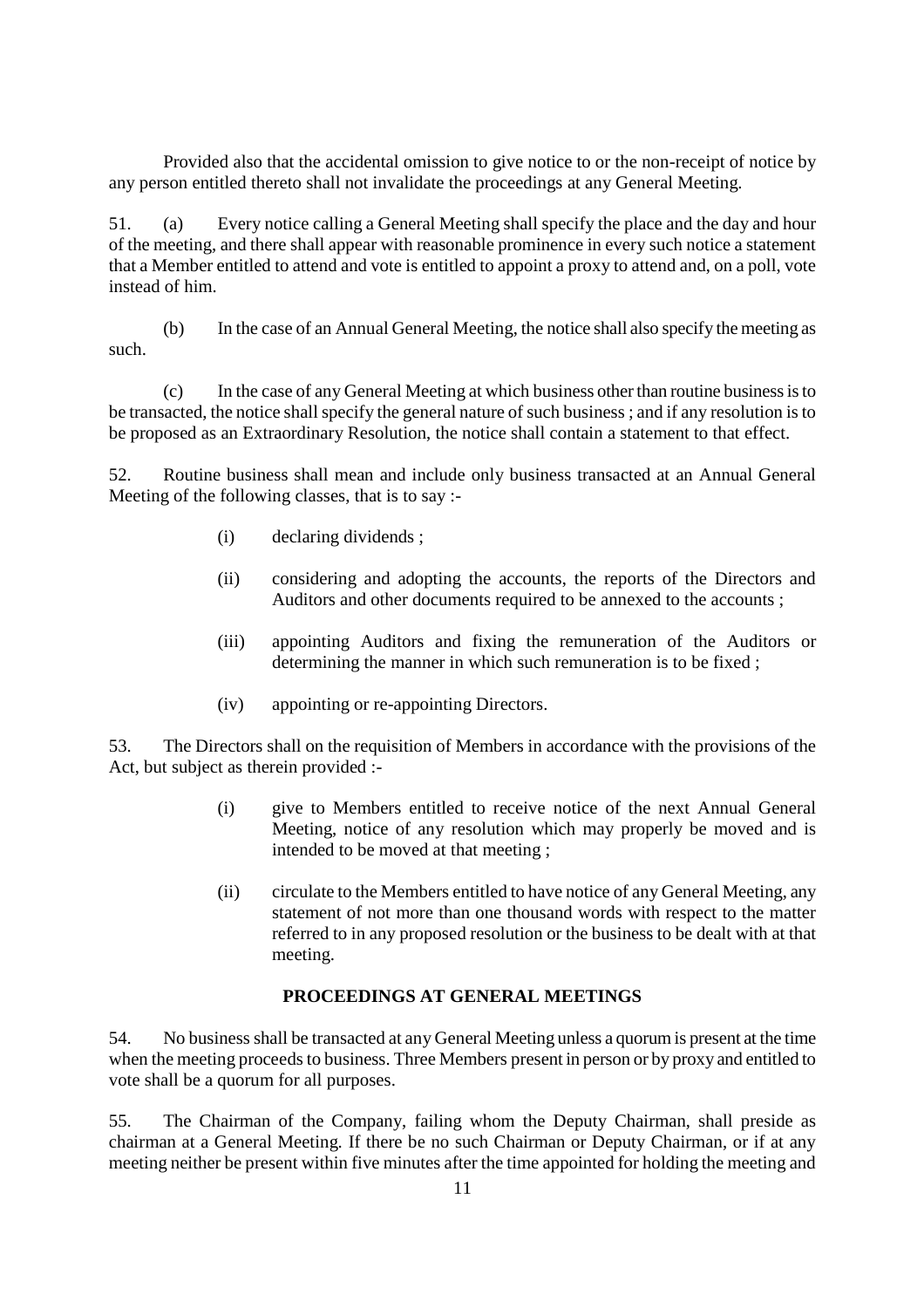Provided also that the accidental omission to give notice to or the non-receipt of notice by any person entitled thereto shall not invalidate the proceedings at any General Meeting.

51. (a) Every notice calling a General Meeting shall specify the place and the day and hour of the meeting, and there shall appear with reasonable prominence in every such notice a statement that a Member entitled to attend and vote is entitled to appoint a proxy to attend and, on a poll, vote instead of him.

(b) In the case of an Annual General Meeting, the notice shall also specify the meeting as such.

(c) In the case of any General Meeting at which business other than routine business is to be transacted, the notice shall specify the general nature of such business ; and if any resolution is to be proposed as an Extraordinary Resolution, the notice shall contain a statement to that effect.

52. Routine business shall mean and include only business transacted at an Annual General Meeting of the following classes, that is to say :-

(i) declaring dividends ;

(ii) considering and adopting the accounts, the reports of the Directors and Auditors and other documents required to be annexed to the accounts ;

(iii) appointing Auditors and fixing the remuneration of the Auditors or determining the manner in which such remuneration is to be fixed ;

(iv) appointing or re-appointing Directors.

53. The Directors shall on the requisition of Members in accordance with the provisions of the Act, but subject as therein provided :-

(i) give to Members entitled to receive notice of the next Annual General Meeting, notice of any resolution which may properly be moved and is intended to be moved at that meeting ;

(ii) circulate to the Members entitled to have notice of any General Meeting, any statement of not more than one thousand words with respect to the matter referred to in any proposed resolution or the business to be dealt with at that meeting.

## PROCEEDINGS AT GENERAL MEETINGS

54. No business shall be transacted at any General Meeting unless a quorum is present at the time when the meeting proceeds to business. Three Members present in person or by proxy and entitled to vote shall be a quorum for all purposes.

55. The Chairman of the Company, failing whom the Deputy Chairman, shall preside as chairman at a General Meeting. If there be no such Chairman or Deputy Chairman, or if at any meeting neither be present within five minutes after the time appointed for holding the meeting and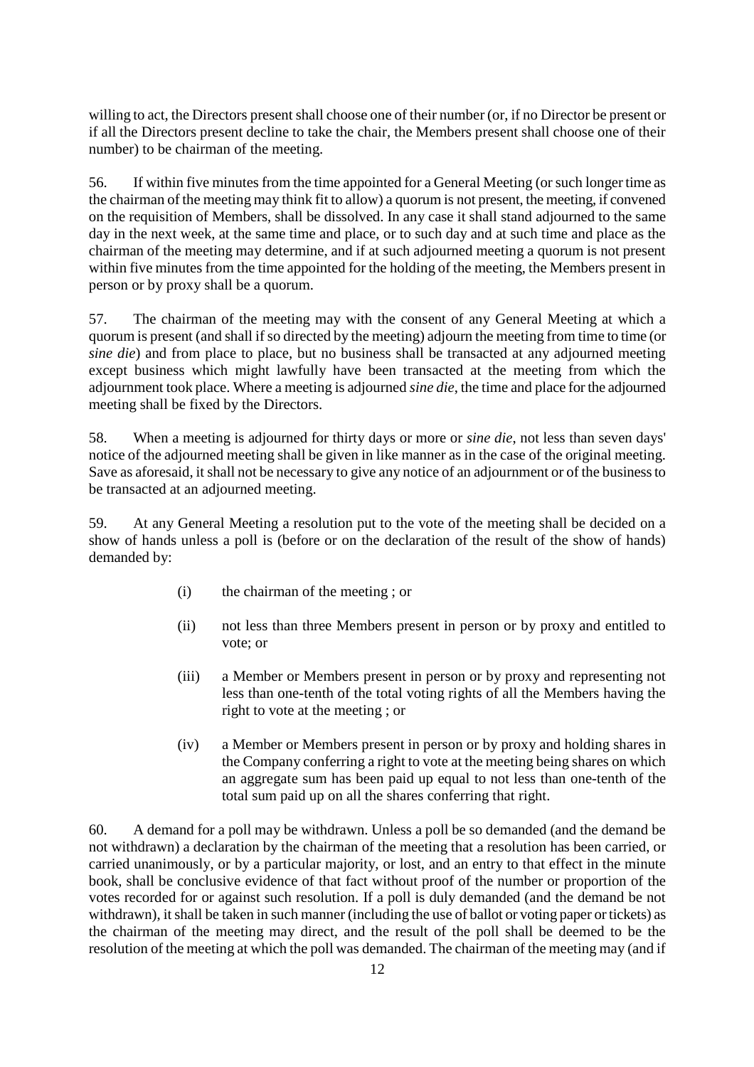willing to act, the Directors present shall choose one of their number (or, if no Director be present or if all the Directors present decline to take the chair, the Members present shall choose one of their number) to be chairman of the meeting.

56. If within five minutes from the time appointed for a General Meeting (or such longer time as the chairman of the meeting may think fit to allow) a quorum is not present, the meeting, if convened on the requisition of Members, shall be dissolved. In any case it shall stand adjourned to the same day in the next week, at the same time and place, or to such day and at such time and place as the chairman of the meeting may determine, and if at such adjourned meeting a quorum is not present within five minutes from the time appointed for the holding of the meeting, the Members present in person or by proxy shall be a quorum.

57. The chairman of the meeting may with the consent of any General Meeting at which a quorum is present (and shall if so directed by the meeting) adjourn the meeting from time to time (or *sine die*) and from place to place, but no business shall be transacted at any adjourned meeting except business which might lawfully have been transacted at the meeting from which the adjournment took place. Where a meeting is adjourned *sine die*, the time and place for the adjourned meeting shall be fixed by the Directors.

58. When a meeting is adjourned for thirty days or more or *sine die*, not less than seven days' notice of the adjourned meeting shall be given in like manner as in the case of the original meeting. Save as aforesaid, it shall not be necessary to give any notice of an adjournment or of the business to be transacted at an adjourned meeting.

59. At any General Meeting a resolution put to the vote of the meeting shall be decided on a show of hands unless a poll is (before or on the declaration of the result of the show of hands) demanded by:

(i) the chairman of the meeting ; or

(ii) not less than three Members present in person or by proxy and entitled to vote; or

(iii) a Member or Members present in person or by proxy and representing not less than one-tenth of the total voting rights of all the Members having the right to vote at the meeting ; or

(iv) a Member or Members present in person or by proxy and holding shares in the Company conferring a right to vote at the meeting being shares on which an aggregate sum has been paid up equal to not less than one-tenth of the total sum paid up on all the shares conferring that right.

60. A demand for a poll may be withdrawn. Unless a poll be so demanded (and the demand be not withdrawn) a declaration by the chairman of the meeting that a resolution has been carried, or carried unanimously, or by a particular majority, or lost, and an entry to that effect in the minute book, shall be conclusive evidence of that fact without proof of the number or proportion of the votes recorded for or against such resolution. If a poll is duly demanded (and the demand be not withdrawn), it shall be taken in such manner (including the use of ballot or voting paper or tickets) as the chairman of the meeting may direct, and the result of the poll shall be deemed to be the resolution of the meeting at which the poll was demanded. The chairman of the meeting may (and if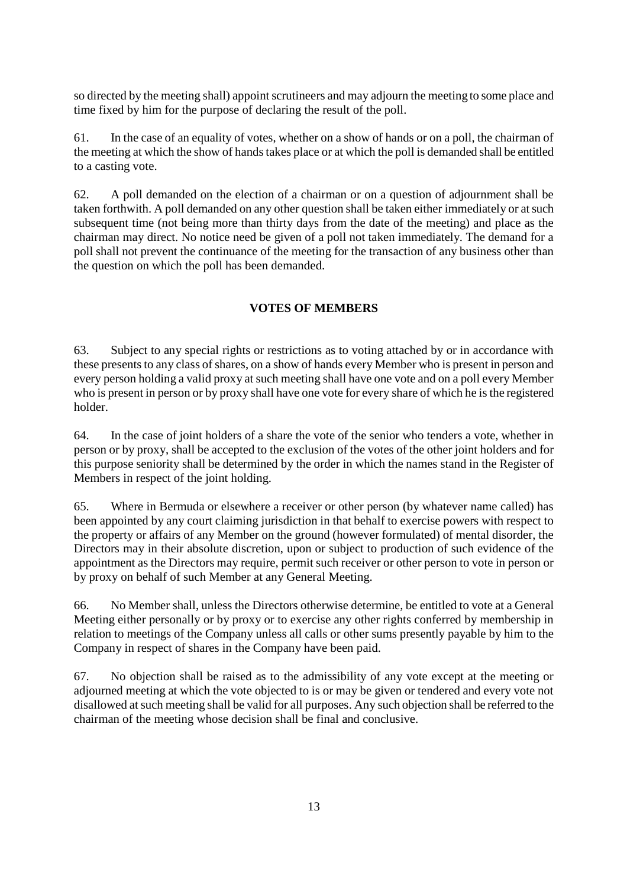so directed by the meeting shall) appoint scrutineers and may adjourn the meeting to some place and time fixed by him for the purpose of declaring the result of the poll.

61. In the case of an equality of votes, whether on a show of hands or on a poll, the chairman of the meeting at which the show of hands takes place or at which the poll is demanded shall be entitled to a casting vote.

62. A poll demanded on the election of a chairman or on a question of adjournment shall be taken forthwith. A poll demanded on any other question shall be taken either immediately or at such subsequent time (not being more than thirty days from the date of the meeting) and place as the chairman may direct. No notice need be given of a poll not taken immediately. The demand for a poll shall not prevent the continuance of the meeting for the transaction of any business other than the question on which the poll has been demanded.

## VOTES OF MEMBERS

63. Subject to any special rights or restrictions as to voting attached by or in accordance with these presents to any class of shares, on a show of hands every Member who is present in person and every person holding a valid proxy at such meeting shall have one vote and on a poll every Member who is present in person or by proxy shall have one vote for every share of which he is the registered holder.

64. In the case of joint holders of a share the vote of the senior who tenders a vote, whether in person or by proxy, shall be accepted to the exclusion of the votes of the other joint holders and for this purpose seniority shall be determined by the order in which the names stand in the Register of Members in respect of the joint holding.

65. Where in Bermuda or elsewhere a receiver or other person (by whatever name called) has been appointed by any court claiming jurisdiction in that behalf to exercise powers with respect to the property or affairs of any Member on the ground (however formulated) of mental disorder, the Directors may in their absolute discretion, upon or subject to production of such evidence of the appointment as the Directors may require, permit such receiver or other person to vote in person or by proxy on behalf of such Member at any General Meeting.

66. No Member shall, unless the Directors otherwise determine, be entitled to vote at a General Meeting either personally or by proxy or to exercise any other rights conferred by membership in relation to meetings of the Company unless all calls or other sums presently payable by him to the Company in respect of shares in the Company have been paid.

67. No objection shall be raised as to the admissibility of any vote except at the meeting or adjourned meeting at which the vote objected to is or may be given or tendered and every vote not disallowed at such meeting shall be valid for all purposes. Any such objection shall be referred to the chairman of the meeting whose decision shall be final and conclusive.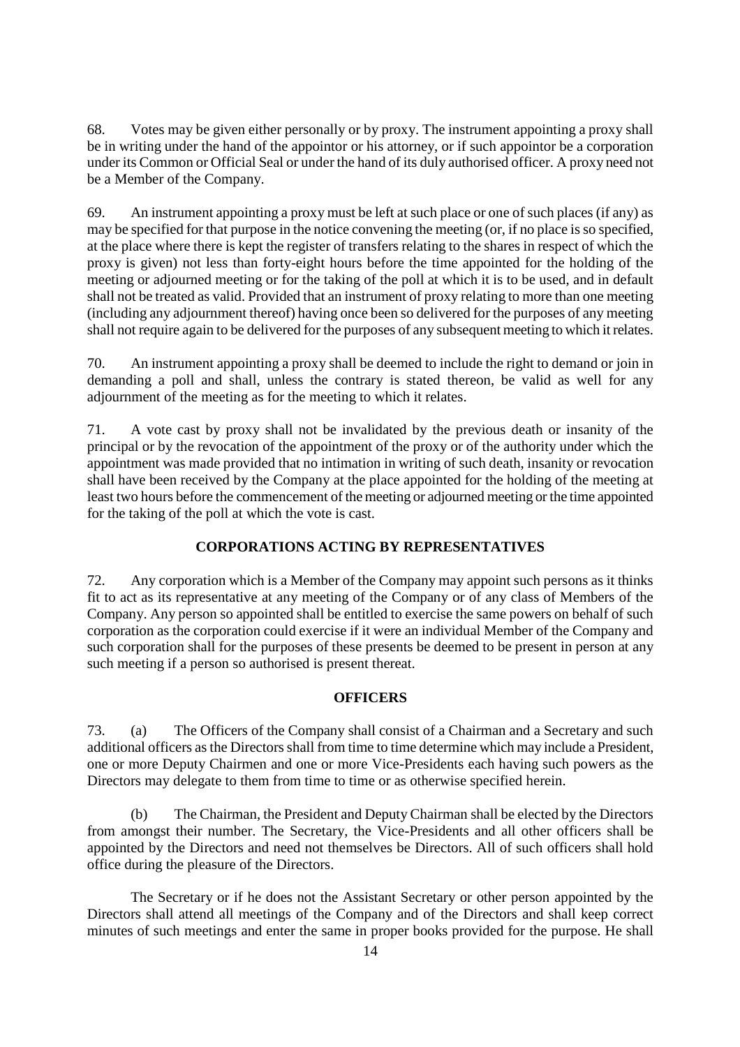68. Votes may be given either personally or by proxy. The instrument appointing a proxy shall be in writing under the hand of the appointor or his attorney, or if such appointor be a corporation under its Common or Official Seal or under the hand of its duly authorised officer. A proxy need not be a Member of the Company.

69. An instrument appointing a proxy must be left at such place or one of such places (if any) as may be specified for that purpose in the notice convening the meeting (or, if no place is so specified, at the place where there is kept the register of transfers relating to the shares in respect of which the proxy is given) not less than forty-eight hours before the time appointed for the holding of the meeting or adjourned meeting or for the taking of the poll at which it is to be used, and in default shall not be treated as valid. Provided that an instrument of proxy relating to more than one meeting (including any adjournment thereof) having once been so delivered for the purposes of any meeting shall not require again to be delivered for the purposes of any subsequent meeting to which it relates.

70. An instrument appointing a proxy shall be deemed to include the right to demand or join in demanding a poll and shall, unless the contrary is stated thereon, be valid as well for any adjournment of the meeting as for the meeting to which it relates.

71. A vote cast by proxy shall not be invalidated by the previous death or insanity of the principal or by the revocation of the appointment of the proxy or of the authority under which the appointment was made provided that no intimation in writing of such death, insanity or revocation shall have been received by the Company at the place appointed for the holding of the meeting at least two hours before the commencement of the meeting or adjourned meeting or the time appointed for the taking of the poll at which the vote is cast.

## CORPORATIONS ACTING BY REPRESENTATIVES

72. Any corporation which is a Member of the Company may appoint such persons as it thinks fit to act as its representative at any meeting of the Company or of any class of Members of the Company. Any person so appointed shall be entitled to exercise the same powers on behalf of such corporation as the corporation could exercise if it were an individual Member of the Company and such corporation shall for the purposes of these presents be deemed to be present in person at any such meeting if a person so authorised is present thereat.

## OFFICERS

73. (a) The Officers of the Company shall consist of a Chairman and a Secretary and such additional officers as the Directors shall from time to time determine which may include a President, one or more Deputy Chairmen and one or more Vice-Presidents each having such powers as the Directors may delegate to them from time to time or as otherwise specified herein.

(b) The Chairman, the President and Deputy Chairman shall be elected by the Directors from amongst their number. The Secretary, the Vice-Presidents and all other officers shall be appointed by the Directors and need not themselves be Directors. All of such officers shall hold office during the pleasure of the Directors.

The Secretary or if he does not the Assistant Secretary or other person appointed by the Directors shall attend all meetings of the Company and of the Directors and shall keep correct minutes of such meetings and enter the same in proper books provided for the purpose. He shall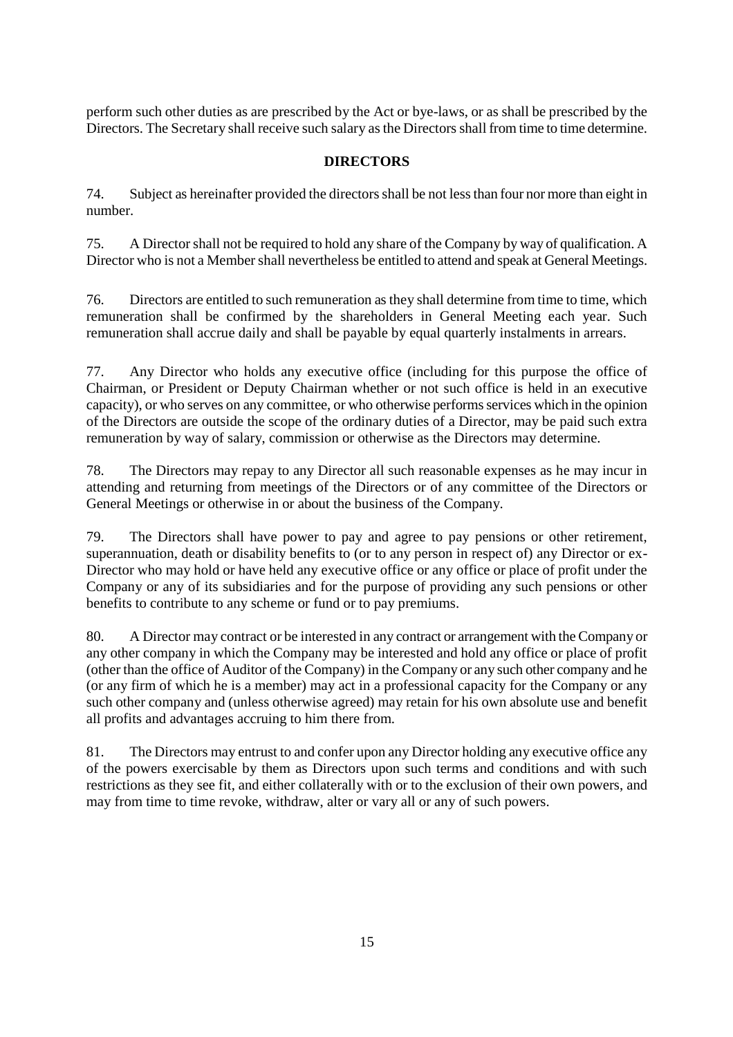perform such other duties as are prescribed by the Act or bye-laws, or as shall be prescribed by the Directors. The Secretary shall receive such salary as the Directors shall from time to time determine.

## DIRECTORS

74. Subject as hereinafter provided the directors shall be not less than four nor more than eight in number.

75. A Director shall not be required to hold any share of the Company by way of qualification. A Director who is not a Member shall nevertheless be entitled to attend and speak at General Meetings.

76. Directors are entitled to such remuneration as they shall determine from time to time, which remuneration shall be confirmed by the shareholders in General Meeting each year. Such remuneration shall accrue daily and shall be payable by equal quarterly instalments in arrears.

77. Any Director who holds any executive office (including for this purpose the office of Chairman, or President or Deputy Chairman whether or not such office is held in an executive capacity), or who serves on any committee, or who otherwise performs services which in the opinion of the Directors are outside the scope of the ordinary duties of a Director, may be paid such extra remuneration by way of salary, commission or otherwise as the Directors may determine.

78. The Directors may repay to any Director all such reasonable expenses as he may incur in attending and returning from meetings of the Directors or of any committee of the Directors or General Meetings or otherwise in or about the business of the Company.

79. The Directors shall have power to pay and agree to pay pensions or other retirement, superannuation, death or disability benefits to (or to any person in respect of) any Director or ex-Director who may hold or have held any executive office or any office or place of profit under the Company or any of its subsidiaries and for the purpose of providing any such pensions or other benefits to contribute to any scheme or fund or to pay premiums.

80. A Director may contract or be interested in any contract or arrangement with the Company or any other company in which the Company may be interested and hold any office or place of profit (other than the office of Auditor of the Company) in the Company or any such other company and he (or any firm of which he is a member) may act in a professional capacity for the Company or any such other company and (unless otherwise agreed) may retain for his own absolute use and benefit all profits and advantages accruing to him there from.

81. The Directors may entrust to and confer upon any Director holding any executive office any of the powers exercisable by them as Directors upon such terms and conditions and with such restrictions as they see fit, and either collaterally with or to the exclusion of their own powers, and may from time to time revoke, withdraw, alter or vary all or any of such powers.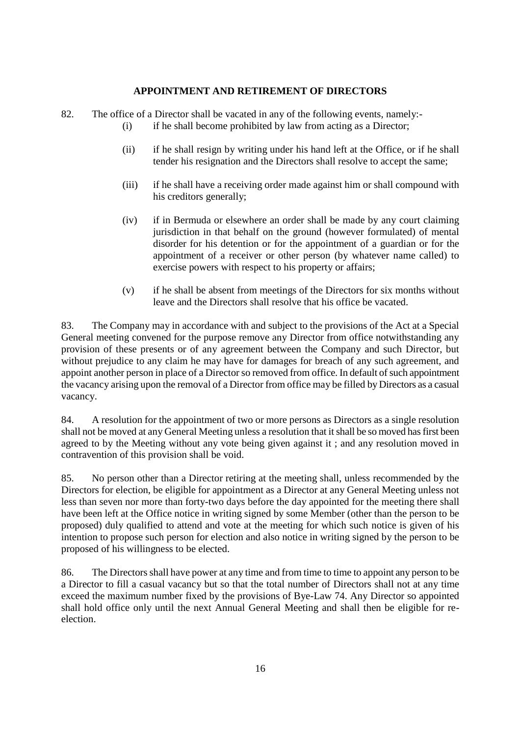## APPOINTMENT AND RETIREMENT OF DIRECTORS

82. The office of a Director shall be vacated in any of the following events, namely:-

- (i) if he shall become prohibited by law from acting as a Director;
- (ii) if he shall resign by writing under his hand left at the Office, or if he shall tender his resignation and the Directors shall resolve to accept the same;
- (iii) if he shall have a receiving order made against him or shall compound with his creditors generally;
- (iv) if in Bermuda or elsewhere an order shall be made by any court claiming jurisdiction in that behalf on the ground (however formulated) of mental disorder for his detention or for the appointment of a guardian or for the appointment of a receiver or other person (by whatever name called) to exercise powers with respect to his property or affairs;
- (v) if he shall be absent from meetings of the Directors for six months without leave and the Directors shall resolve that his office be vacated.

83. The Company may in accordance with and subject to the provisions of the Act at a Special General meeting convened for the purpose remove any Director from office notwithstanding any provision of these presents or of any agreement between the Company and such Director, but without prejudice to any claim he may have for damages for breach of any such agreement, and appoint another person in place of a Director so removed from office. In default of such appointment the vacancy arising upon the removal of a Director from office may be filled by Directors as a casual vacancy.

84. A resolution for the appointment of two or more persons as Directors as a single resolution shall not be moved at any General Meeting unless a resolution that it shall be so moved has first been agreed to by the Meeting without any vote being given against it ; and any resolution moved in contravention of this provision shall be void.

85. No person other than a Director retiring at the meeting shall, unless recommended by the Directors for election, be eligible for appointment as a Director at any General Meeting unless not less than seven nor more than forty-two days before the day appointed for the meeting there shall have been left at the Office notice in writing signed by some Member (other than the person to be proposed) duly qualified to attend and vote at the meeting for which such notice is given of his intention to propose such person for election and also notice in writing signed by the person to be proposed of his willingness to be elected.

86. The Directors shall have power at any time and from time to time to appoint any person to be a Director to fill a casual vacancy but so that the total number of Directors shall not at any time exceed the maximum number fixed by the provisions of Bye-Law 74. Any Director so appointed shall hold office only until the next Annual General Meeting and shall then be eligible for re-election.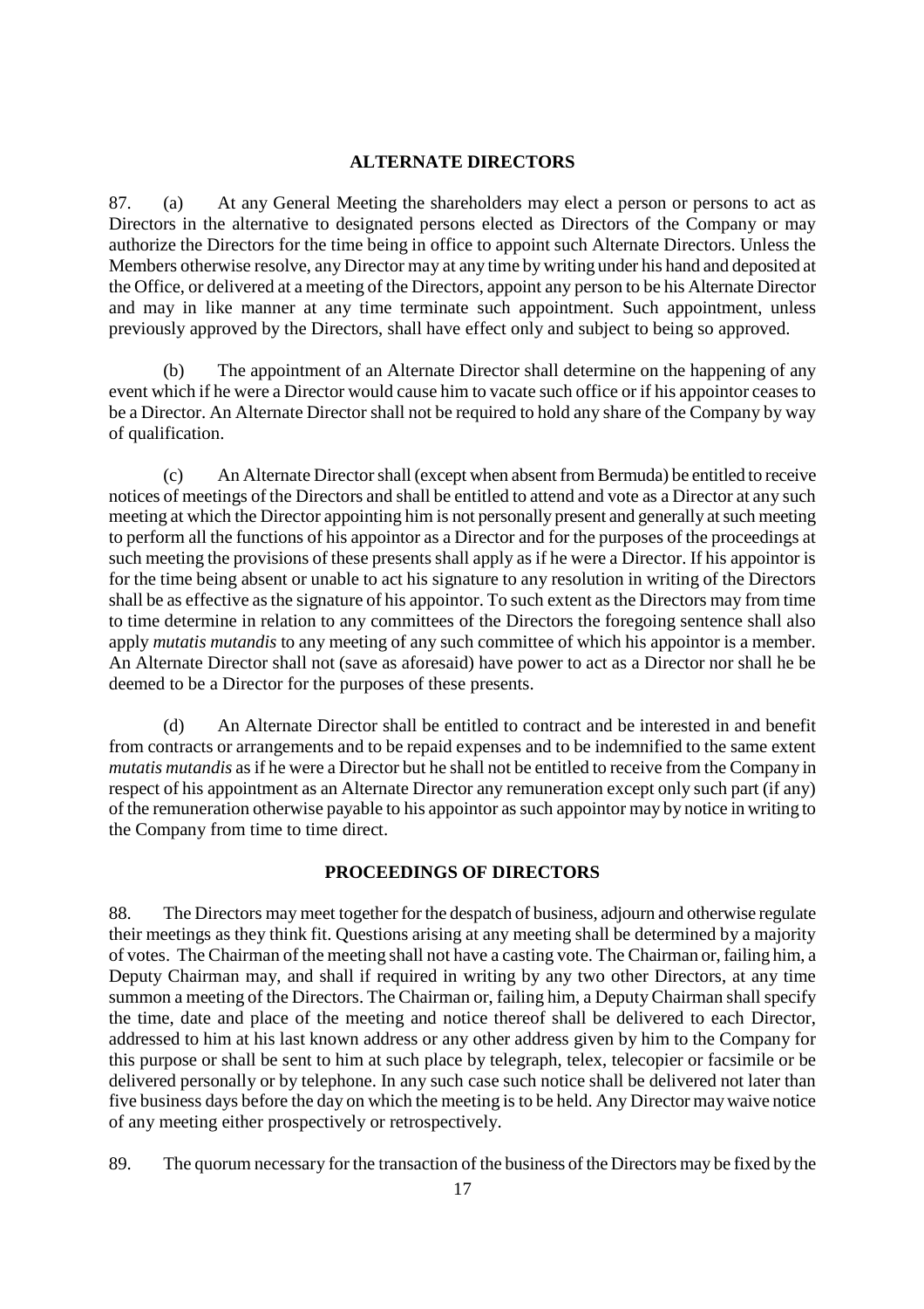## ALTERNATE DIRECTORS

87. (a) At any General Meeting the shareholders may elect a person or persons to act as Directors in the alternative to designated persons elected as Directors of the Company or may authorize the Directors for the time being in office to appoint such Alternate Directors. Unless the Members otherwise resolve, any Director may at any time by writing under his hand and deposited at the Office, or delivered at a meeting of the Directors, appoint any person to be his Alternate Director and may in like manner at any time terminate such appointment. Such appointment, unless previously approved by the Directors, shall have effect only and subject to being so approved.

(b) The appointment of an Alternate Director shall determine on the happening of any event which if he were a Director would cause him to vacate such office or if his appointor ceases to be a Director. An Alternate Director shall not be required to hold any share of the Company by way of qualification.

(c) An Alternate Director shall (except when absent from Bermuda) be entitled to receive notices of meetings of the Directors and shall be entitled to attend and vote as a Director at any such meeting at which the Director appointing him is not personally present and generally at such meeting to perform all the functions of his appointor as a Director and for the purposes of the proceedings at such meeting the provisions of these presents shall apply as if he were a Director. If his appointor is for the time being absent or unable to act his signature to any resolution in writing of the Directors shall be as effective as the signature of his appointor. To such extent as the Directors may from time to time determine in relation to any committees of the Directors the foregoing sentence shall also apply *mutatis mutandis* to any meeting of any such committee of which his appointor is a member. An Alternate Director shall not (save as aforesaid) have power to act as a Director nor shall he be deemed to be a Director for the purposes of these presents.

(d) An Alternate Director shall be entitled to contract and be interested in and benefit from contracts or arrangements and to be repaid expenses and to be indemnified to the same extent *mutatis mutandis* as if he were a Director but he shall not be entitled to receive from the Company in respect of his appointment as an Alternate Director any remuneration except only such part (if any) of the remuneration otherwise payable to his appointor as such appointor may by notice in writing to the Company from time to time direct.

## PROCEEDINGS OF DIRECTORS

88. The Directors may meet together for the despatch of business, adjourn and otherwise regulate their meetings as they think fit. Questions arising at any meeting shall be determined by a majority of votes. The Chairman of the meeting shall not have a casting vote. The Chairman or, failing him, a Deputy Chairman may, and shall if required in writing by any two other Directors, at any time summon a meeting of the Directors. The Chairman or, failing him, a Deputy Chairman shall specify the time, date and place of the meeting and notice thereof shall be delivered to each Director, addressed to him at his last known address or any other address given by him to the Company for this purpose or shall be sent to him at such place by telegraph, telex, telecopier or facsimile or be delivered personally or by telephone. In any such case such notice shall be delivered not later than five business days before the day on which the meeting is to be held. Any Director may waive notice of any meeting either prospectively or retrospectively.

89. The quorum necessary for the transaction of the business of the Directors may be fixed by the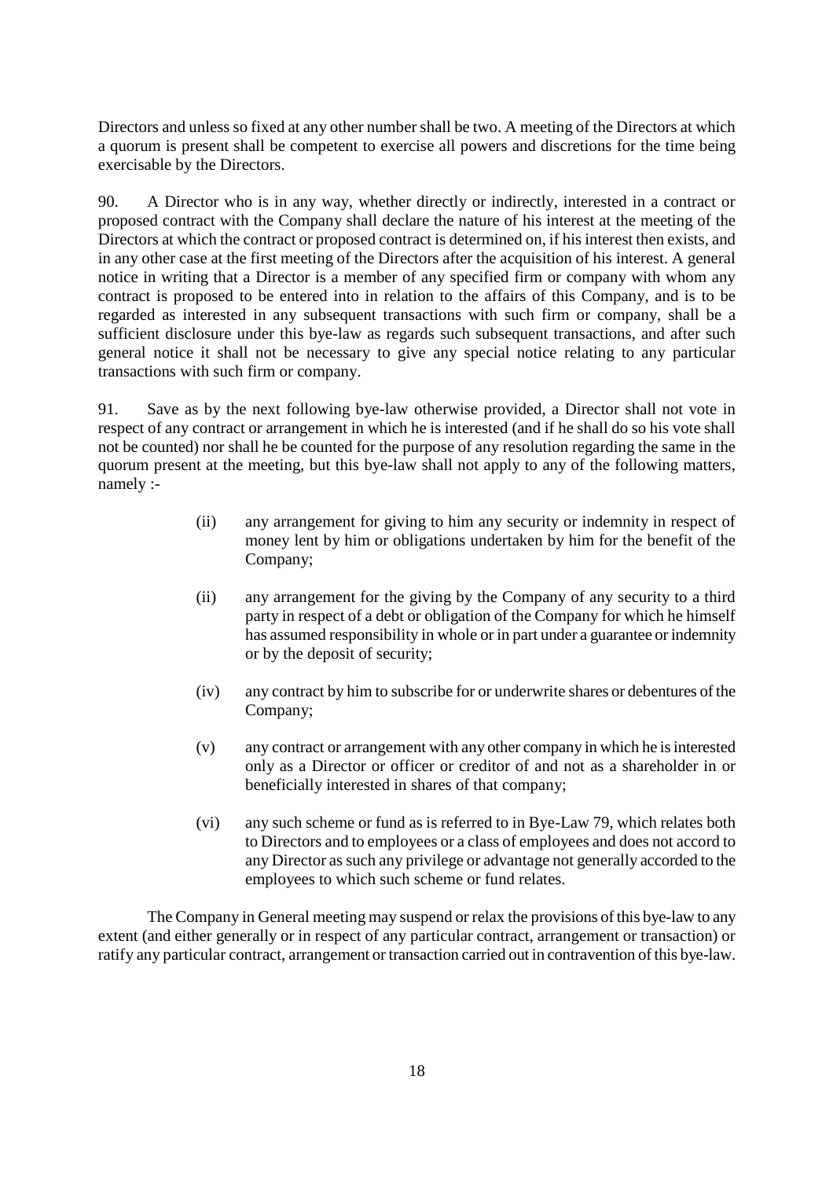Directors and unless so fixed at any other number shall be two. A meeting of the Directors at which a quorum is present shall be competent to exercise all powers and discretions for the time being exercisable by the Directors.

90. A Director who is in any way, whether directly or indirectly, interested in a contract or proposed contract with the Company shall declare the nature of his interest at the meeting of the Directors at which the contract or proposed contract is determined on, if his interest then exists, and in any other case at the first meeting of the Directors after the acquisition of his interest. A general notice in writing that a Director is a member of any specified firm or company with whom any contract is proposed to be entered into in relation to the affairs of this Company, and is to be regarded as interested in any subsequent transactions with such firm or company, shall be a sufficient disclosure under this bye-law as regards such subsequent transactions, and after such general notice it shall not be necessary to give any special notice relating to any particular transactions with such firm or company.

91. Save as by the next following bye-law otherwise provided, a Director shall not vote in respect of any contract or arrangement in which he is interested (and if he shall do so his vote shall not be counted) nor shall he be counted for the purpose of any resolution regarding the same in the quorum present at the meeting, but this bye-law shall not apply to any of the following matters, namely :-

> (ii) any arrangement for giving to him any security or indemnity in respect of money lent by him or obligations undertaken by him for the benefit of the Company;
>
> (ii) any arrangement for the giving by the Company of any security to a third party in respect of a debt or obligation of the Company for which he himself has assumed responsibility in whole or in part under a guarantee or indemnity or by the deposit of security;
>
> (iv) any contract by him to subscribe for or underwrite shares or debentures of the Company;
>
> (v) any contract or arrangement with any other company in which he is interested only as a Director or officer or creditor of and not as a shareholder in or beneficially interested in shares of that company;
>
> (vi) any such scheme or fund as is referred to in Bye-Law 79, which relates both to Directors and to employees or a class of employees and does not accord to any Director as such any privilege or advantage not generally accorded to the employees to which such scheme or fund relates.

The Company in General meeting may suspend or relax the provisions of this bye-law to any extent (and either generally or in respect of any particular contract, arrangement or transaction) or ratify any particular contract, arrangement or transaction carried out in contravention of this bye-law.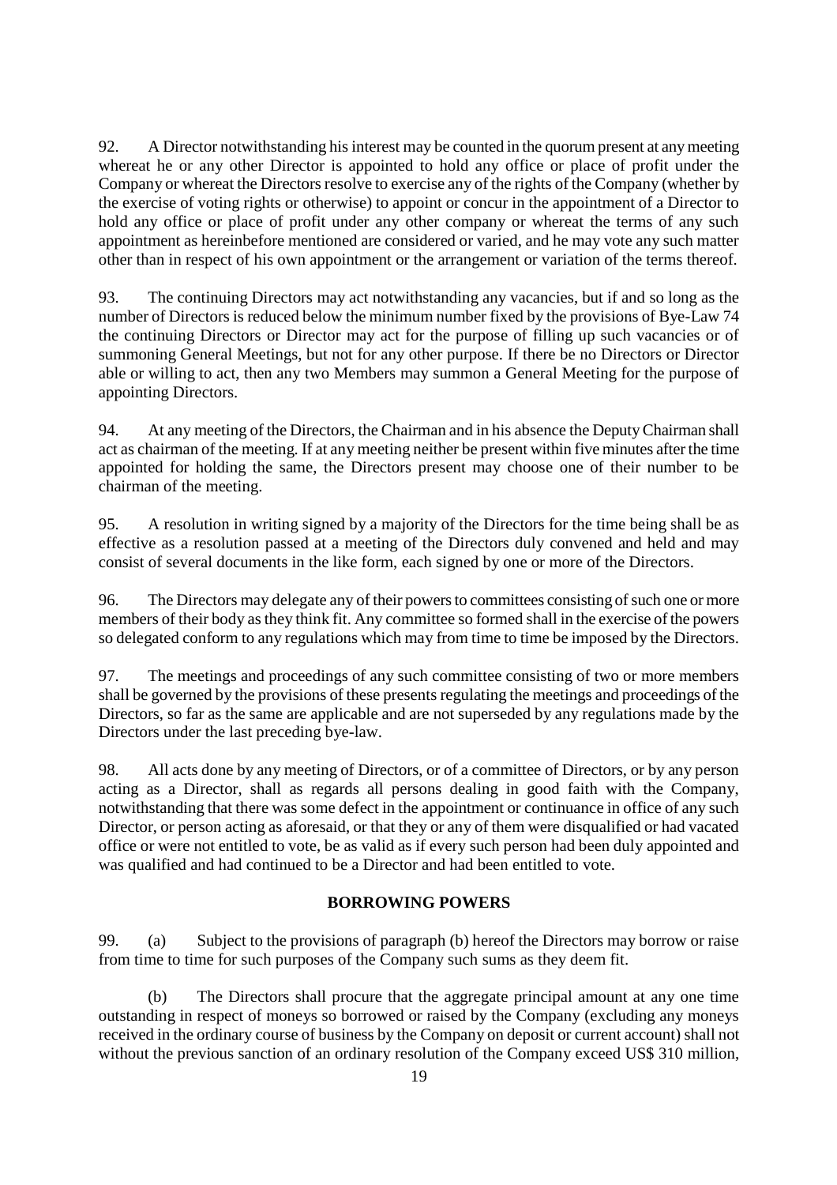92. A Director notwithstanding his interest may be counted in the quorum present at any meeting whereat he or any other Director is appointed to hold any office or place of profit under the Company or whereat the Directors resolve to exercise any of the rights of the Company (whether by the exercise of voting rights or otherwise) to appoint or concur in the appointment of a Director to hold any office or place of profit under any other company or whereat the terms of any such appointment as hereinbefore mentioned are considered or varied, and he may vote any such matter other than in respect of his own appointment or the arrangement or variation of the terms thereof.

93. The continuing Directors may act notwithstanding any vacancies, but if and so long as the number of Directors is reduced below the minimum number fixed by the provisions of Bye-Law 74 the continuing Directors or Director may act for the purpose of filling up such vacancies or of summoning General Meetings, but not for any other purpose. If there be no Directors or Director able or willing to act, then any two Members may summon a General Meeting for the purpose of appointing Directors.

94. At any meeting of the Directors, the Chairman and in his absence the Deputy Chairman shall act as chairman of the meeting. If at any meeting neither be present within five minutes after the time appointed for holding the same, the Directors present may choose one of their number to be chairman of the meeting.

95. A resolution in writing signed by a majority of the Directors for the time being shall be as effective as a resolution passed at a meeting of the Directors duly convened and held and may consist of several documents in the like form, each signed by one or more of the Directors.

96. The Directors may delegate any of their powers to committees consisting of such one or more members of their body as they think fit. Any committee so formed shall in the exercise of the powers so delegated conform to any regulations which may from time to time be imposed by the Directors.

97. The meetings and proceedings of any such committee consisting of two or more members shall be governed by the provisions of these presents regulating the meetings and proceedings of the Directors, so far as the same are applicable and are not superseded by any regulations made by the Directors under the last preceding bye-law.

98. All acts done by any meeting of Directors, or of a committee of Directors, or by any person acting as a Director, shall as regards all persons dealing in good faith with the Company, notwithstanding that there was some defect in the appointment or continuance in office of any such Director, or person acting as aforesaid, or that they or any of them were disqualified or had vacated office or were not entitled to vote, be as valid as if every such person had been duly appointed and was qualified and had continued to be a Director and had been entitled to vote.

## BORROWING POWERS

99. (a) Subject to the provisions of paragraph (b) hereof the Directors may borrow or raise from time to time for such purposes of the Company such sums as they deem fit.

(b) The Directors shall procure that the aggregate principal amount at any one time outstanding in respect of moneys so borrowed or raised by the Company (excluding any moneys received in the ordinary course of business by the Company on deposit or current account) shall not without the previous sanction of an ordinary resolution of the Company exceed US$ 310 million,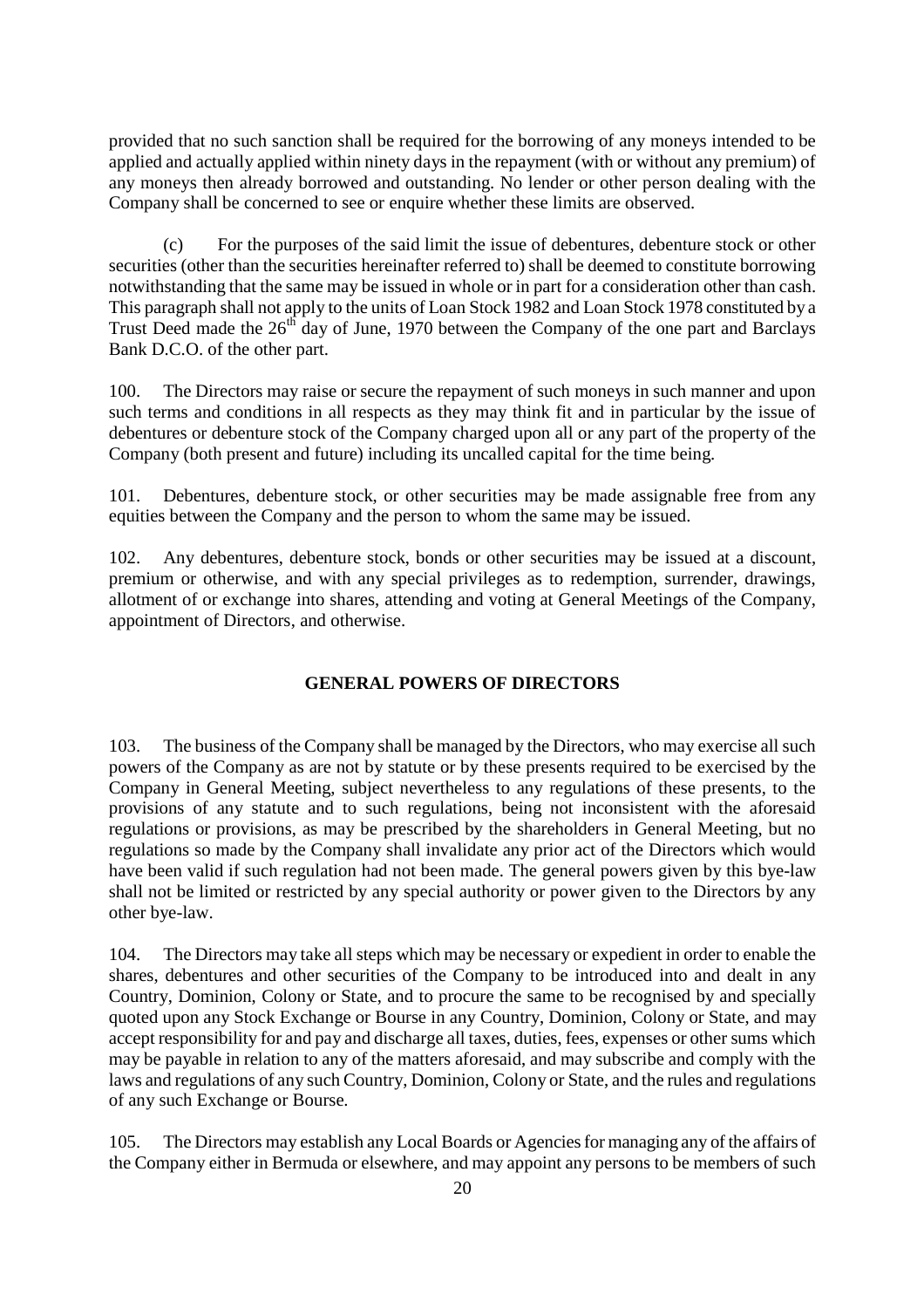provided that no such sanction shall be required for the borrowing of any moneys intended to be applied and actually applied within ninety days in the repayment (with or without any premium) of any moneys then already borrowed and outstanding. No lender or other person dealing with the Company shall be concerned to see or enquire whether these limits are observed.

(c) For the purposes of the said limit the issue of debentures, debenture stock or other securities (other than the securities hereinafter referred to) shall be deemed to constitute borrowing notwithstanding that the same may be issued in whole or in part for a consideration other than cash. This paragraph shall not apply to the units of Loan Stock 1982 and Loan Stock 1978 constituted by a Trust Deed made the 26th day of June, 1970 between the Company of the one part and Barclays Bank D.C.O. of the other part.

100. The Directors may raise or secure the repayment of such moneys in such manner and upon such terms and conditions in all respects as they may think fit and in particular by the issue of debentures or debenture stock of the Company charged upon all or any part of the property of the Company (both present and future) including its uncalled capital for the time being.

101. Debentures, debenture stock, or other securities may be made assignable free from any equities between the Company and the person to whom the same may be issued.

102. Any debentures, debenture stock, bonds or other securities may be issued at a discount, premium or otherwise, and with any special privileges as to redemption, surrender, drawings, allotment of or exchange into shares, attending and voting at General Meetings of the Company, appointment of Directors, and otherwise.

## GENERAL POWERS OF DIRECTORS

103. The business of the Company shall be managed by the Directors, who may exercise all such powers of the Company as are not by statute or by these presents required to be exercised by the Company in General Meeting, subject nevertheless to any regulations of these presents, to the provisions of any statute and to such regulations, being not inconsistent with the aforesaid regulations or provisions, as may be prescribed by the shareholders in General Meeting, but no regulations so made by the Company shall invalidate any prior act of the Directors which would have been valid if such regulation had not been made. The general powers given by this bye-law shall not be limited or restricted by any special authority or power given to the Directors by any other bye-law.

104. The Directors may take all steps which may be necessary or expedient in order to enable the shares, debentures and other securities of the Company to be introduced into and dealt in any Country, Dominion, Colony or State, and to procure the same to be recognised by and specially quoted upon any Stock Exchange or Bourse in any Country, Dominion, Colony or State, and may accept responsibility for and pay and discharge all taxes, duties, fees, expenses or other sums which may be payable in relation to any of the matters aforesaid, and may subscribe and comply with the laws and regulations of any such Country, Dominion, Colony or State, and the rules and regulations of any such Exchange or Bourse.

105. The Directors may establish any Local Boards or Agencies for managing any of the affairs of the Company either in Bermuda or elsewhere, and may appoint any persons to be members of such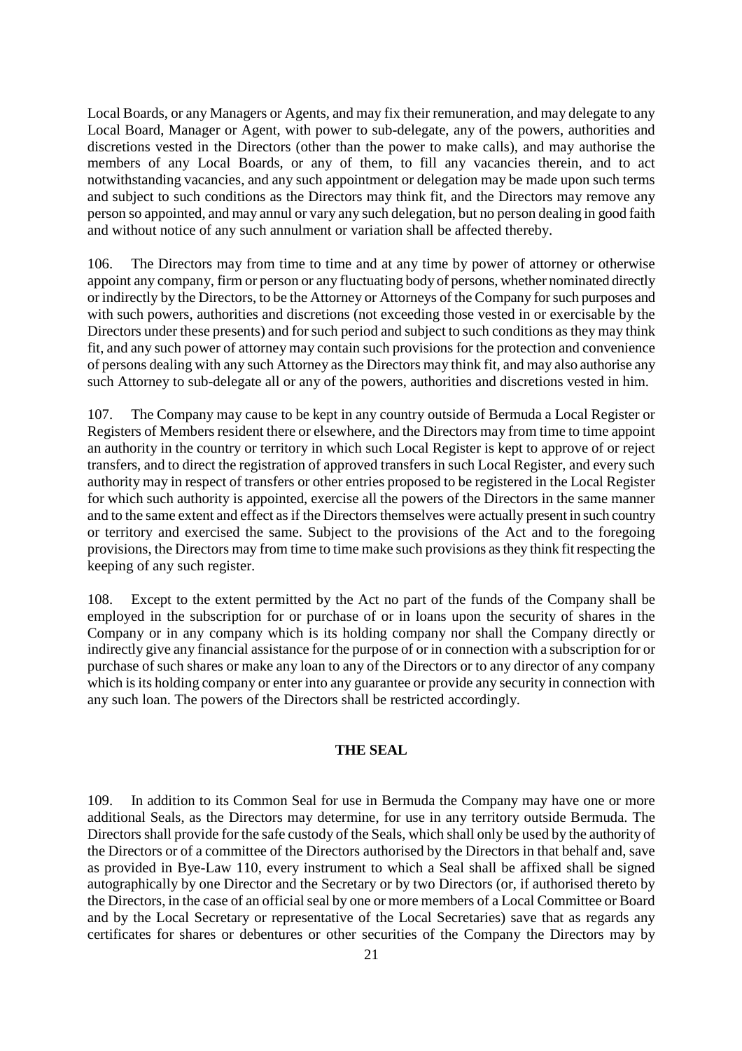Local Boards, or any Managers or Agents, and may fix their remuneration, and may delegate to any Local Board, Manager or Agent, with power to sub-delegate, any of the powers, authorities and discretions vested in the Directors (other than the power to make calls), and may authorise the members of any Local Boards, or any of them, to fill any vacancies therein, and to act notwithstanding vacancies, and any such appointment or delegation may be made upon such terms and subject to such conditions as the Directors may think fit, and the Directors may remove any person so appointed, and may annul or vary any such delegation, but no person dealing in good faith and without notice of any such annulment or variation shall be affected thereby.

106. The Directors may from time to time and at any time by power of attorney or otherwise appoint any company, firm or person or any fluctuating body of persons, whether nominated directly or indirectly by the Directors, to be the Attorney or Attorneys of the Company for such purposes and with such powers, authorities and discretions (not exceeding those vested in or exercisable by the Directors under these presents) and for such period and subject to such conditions as they may think fit, and any such power of attorney may contain such provisions for the protection and convenience of persons dealing with any such Attorney as the Directors may think fit, and may also authorise any such Attorney to sub-delegate all or any of the powers, authorities and discretions vested in him.

107. The Company may cause to be kept in any country outside of Bermuda a Local Register or Registers of Members resident there or elsewhere, and the Directors may from time to time appoint an authority in the country or territory in which such Local Register is kept to approve of or reject transfers, and to direct the registration of approved transfers in such Local Register, and every such authority may in respect of transfers or other entries proposed to be registered in the Local Register for which such authority is appointed, exercise all the powers of the Directors in the same manner and to the same extent and effect as if the Directors themselves were actually present in such country or territory and exercised the same. Subject to the provisions of the Act and to the foregoing provisions, the Directors may from time to time make such provisions as they think fit respecting the keeping of any such register.

108. Except to the extent permitted by the Act no part of the funds of the Company shall be employed in the subscription for or purchase of or in loans upon the security of shares in the Company or in any company which is its holding company nor shall the Company directly or indirectly give any financial assistance for the purpose of or in connection with a subscription for or purchase of such shares or make any loan to any of the Directors or to any director of any company which is its holding company or enter into any guarantee or provide any security in connection with any such loan. The powers of the Directors shall be restricted accordingly.

## THE SEAL

109. In addition to its Common Seal for use in Bermuda the Company may have one or more additional Seals, as the Directors may determine, for use in any territory outside Bermuda. The Directors shall provide for the safe custody of the Seals, which shall only be used by the authority of the Directors or of a committee of the Directors authorised by the Directors in that behalf and, save as provided in Bye-Law 110, every instrument to which a Seal shall be affixed shall be signed autographically by one Director and the Secretary or by two Directors (or, if authorised thereto by the Directors, in the case of an official seal by one or more members of a Local Committee or Board and by the Local Secretary or representative of the Local Secretaries) save that as regards any certificates for shares or debentures or other securities of the Company the Directors may by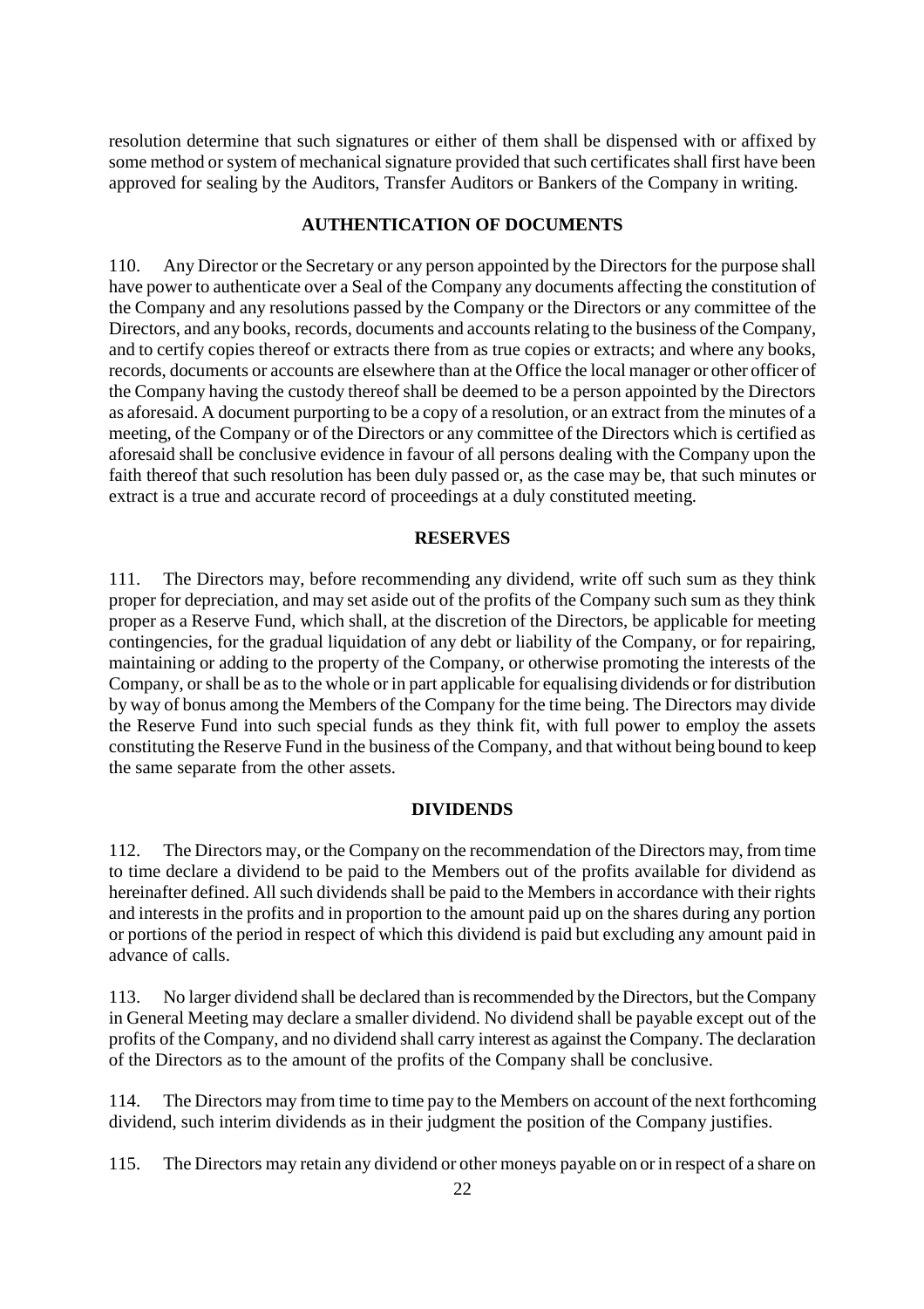resolution determine that such signatures or either of them shall be dispensed with or affixed by some method or system of mechanical signature provided that such certificates shall first have been approved for sealing by the Auditors, Transfer Auditors or Bankers of the Company in writing.

## AUTHENTICATION OF DOCUMENTS

110. Any Director or the Secretary or any person appointed by the Directors for the purpose shall have power to authenticate over a Seal of the Company any documents affecting the constitution of the Company and any resolutions passed by the Company or the Directors or any committee of the Directors, and any books, records, documents and accounts relating to the business of the Company, and to certify copies thereof or extracts there from as true copies or extracts; and where any books, records, documents or accounts are elsewhere than at the Office the local manager or other officer of the Company having the custody thereof shall be deemed to be a person appointed by the Directors as aforesaid. A document purporting to be a copy of a resolution, or an extract from the minutes of a meeting, of the Company or of the Directors or any committee of the Directors which is certified as aforesaid shall be conclusive evidence in favour of all persons dealing with the Company upon the faith thereof that such resolution has been duly passed or, as the case may be, that such minutes or extract is a true and accurate record of proceedings at a duly constituted meeting.

## RESERVES

111. The Directors may, before recommending any dividend, write off such sum as they think proper for depreciation, and may set aside out of the profits of the Company such sum as they think proper as a Reserve Fund, which shall, at the discretion of the Directors, be applicable for meeting contingencies, for the gradual liquidation of any debt or liability of the Company, or for repairing, maintaining or adding to the property of the Company, or otherwise promoting the interests of the Company, or shall be as to the whole or in part applicable for equalising dividends or for distribution by way of bonus among the Members of the Company for the time being. The Directors may divide the Reserve Fund into such special funds as they think fit, with full power to employ the assets constituting the Reserve Fund in the business of the Company, and that without being bound to keep the same separate from the other assets.

## DIVIDENDS

112. The Directors may, or the Company on the recommendation of the Directors may, from time to time declare a dividend to be paid to the Members out of the profits available for dividend as hereinafter defined. All such dividends shall be paid to the Members in accordance with their rights and interests in the profits and in proportion to the amount paid up on the shares during any portion or portions of the period in respect of which this dividend is paid but excluding any amount paid in advance of calls.

113. No larger dividend shall be declared than is recommended by the Directors, but the Company in General Meeting may declare a smaller dividend. No dividend shall be payable except out of the profits of the Company, and no dividend shall carry interest as against the Company. The declaration of the Directors as to the amount of the profits of the Company shall be conclusive.

114. The Directors may from time to time pay to the Members on account of the next forthcoming dividend, such interim dividends as in their judgment the position of the Company justifies.

115. The Directors may retain any dividend or other moneys payable on or in respect of a share on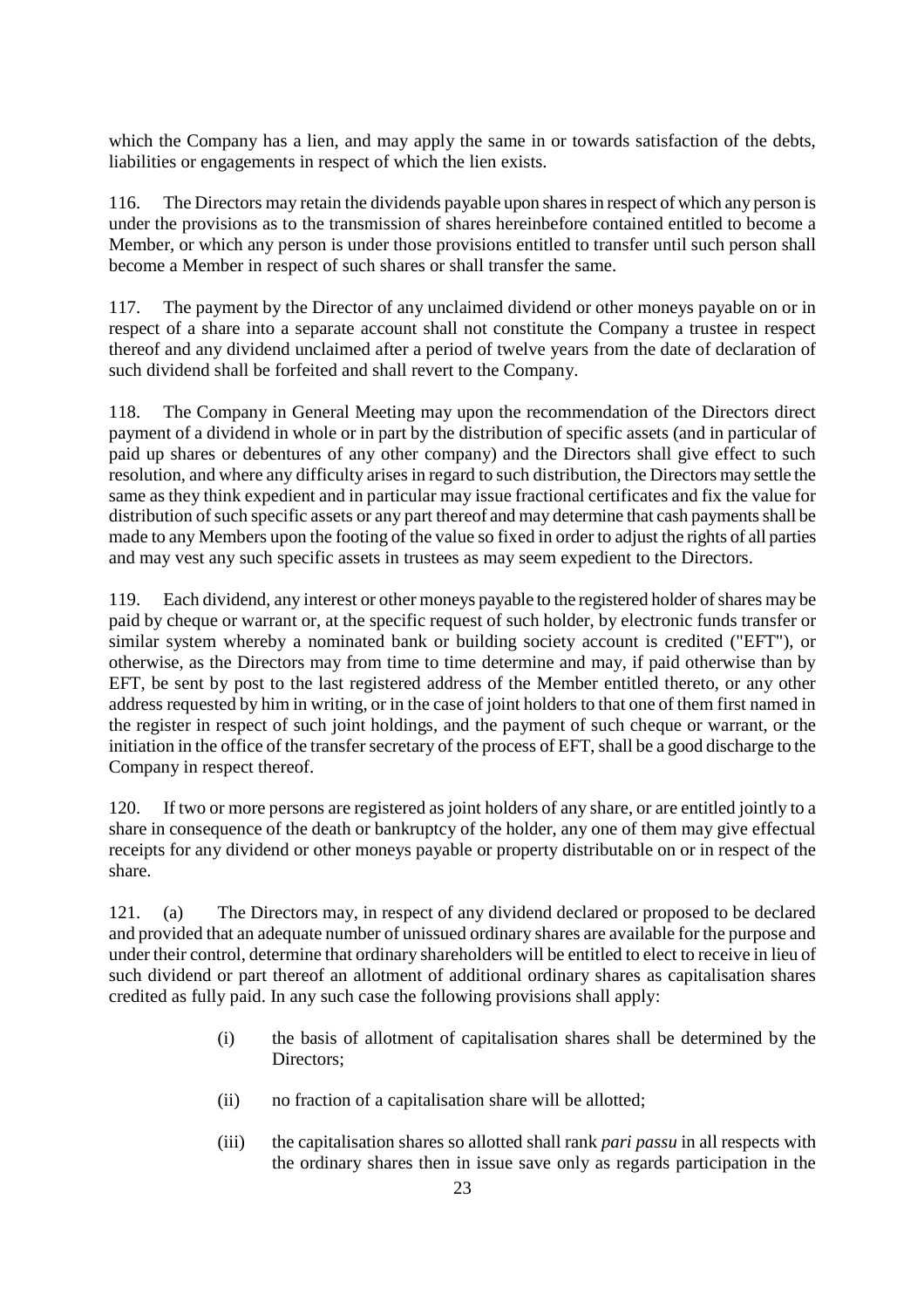which the Company has a lien, and may apply the same in or towards satisfaction of the debts, liabilities or engagements in respect of which the lien exists.

116. The Directors may retain the dividends payable upon shares in respect of which any person is under the provisions as to the transmission of shares hereinbefore contained entitled to become a Member, or which any person is under those provisions entitled to transfer until such person shall become a Member in respect of such shares or shall transfer the same.

117. The payment by the Director of any unclaimed dividend or other moneys payable on or in respect of a share into a separate account shall not constitute the Company a trustee in respect thereof and any dividend unclaimed after a period of twelve years from the date of declaration of such dividend shall be forfeited and shall revert to the Company.

118. The Company in General Meeting may upon the recommendation of the Directors direct payment of a dividend in whole or in part by the distribution of specific assets (and in particular of paid up shares or debentures of any other company) and the Directors shall give effect to such resolution, and where any difficulty arises in regard to such distribution, the Directors may settle the same as they think expedient and in particular may issue fractional certificates and fix the value for distribution of such specific assets or any part thereof and may determine that cash payments shall be made to any Members upon the footing of the value so fixed in order to adjust the rights of all parties and may vest any such specific assets in trustees as may seem expedient to the Directors.

119. Each dividend, any interest or other moneys payable to the registered holder of shares may be paid by cheque or warrant or, at the specific request of such holder, by electronic funds transfer or similar system whereby a nominated bank or building society account is credited ("EFT"), or otherwise, as the Directors may from time to time determine and may, if paid otherwise than by EFT, be sent by post to the last registered address of the Member entitled thereto, or any other address requested by him in writing, or in the case of joint holders to that one of them first named in the register in respect of such joint holdings, and the payment of such cheque or warrant, or the initiation in the office of the transfer secretary of the process of EFT, shall be a good discharge to the Company in respect thereof.

120. If two or more persons are registered as joint holders of any share, or are entitled jointly to a share in consequence of the death or bankruptcy of the holder, any one of them may give effectual receipts for any dividend or other moneys payable or property distributable on or in respect of the share.

121. (a) The Directors may, in respect of any dividend declared or proposed to be declared and provided that an adequate number of unissued ordinary shares are available for the purpose and under their control, determine that ordinary shareholders will be entitled to elect to receive in lieu of such dividend or part thereof an allotment of additional ordinary shares as capitalisation shares credited as fully paid. In any such case the following provisions shall apply:

- (i) the basis of allotment of capitalisation shares shall be determined by the Directors;
- (ii) no fraction of a capitalisation share will be allotted;
- (iii) the capitalisation shares so allotted shall rank *pari passu* in all respects with the ordinary shares then in issue save only as regards participation in the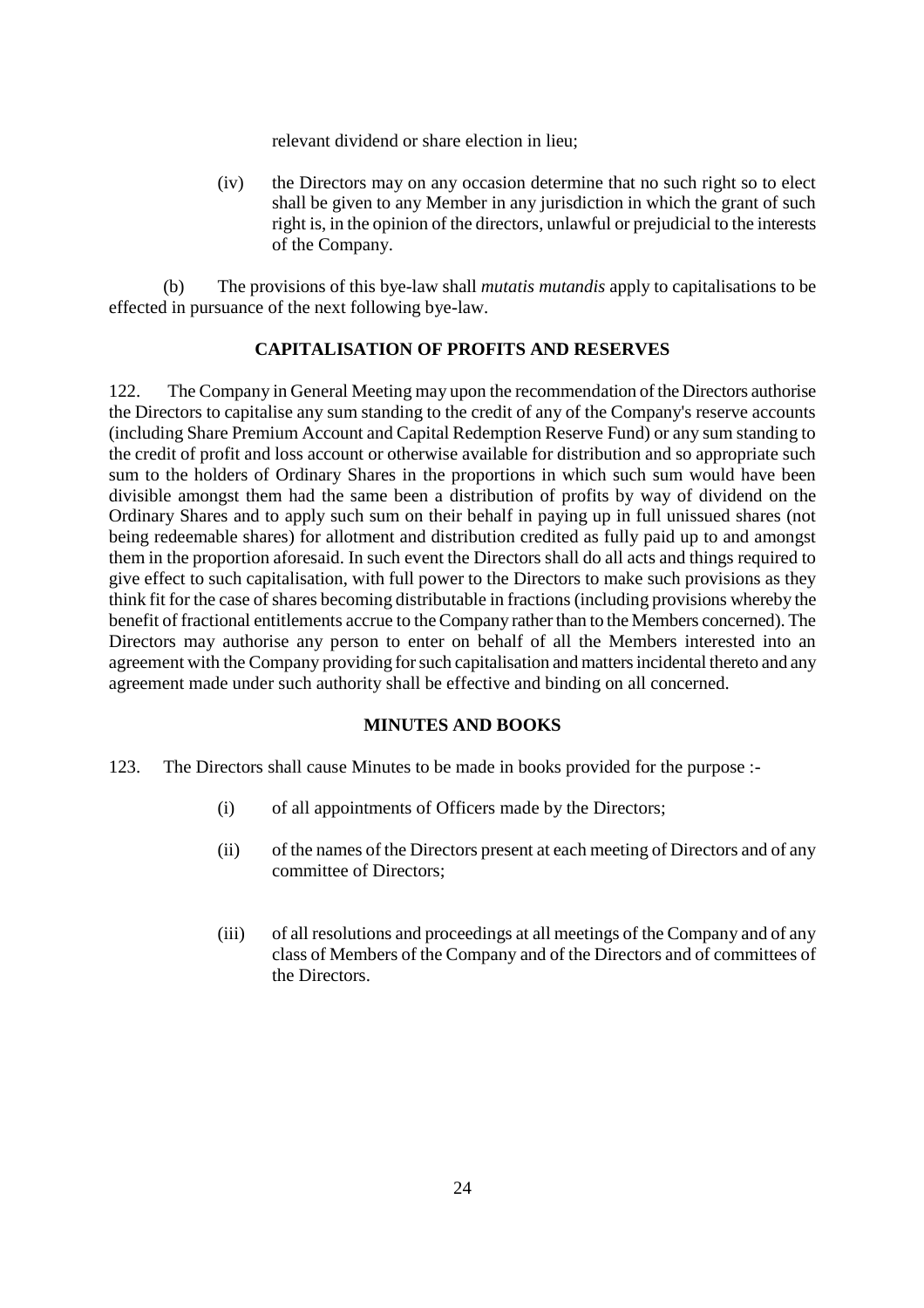relevant dividend or share election in lieu;

(iv) the Directors may on any occasion determine that no such right so to elect shall be given to any Member in any jurisdiction in which the grant of such right is, in the opinion of the directors, unlawful or prejudicial to the interests of the Company.

(b) The provisions of this bye-law shall *mutatis mutandis* apply to capitalisations to be effected in pursuance of the next following bye-law.

## CAPITALISATION OF PROFITS AND RESERVES

122. The Company in General Meeting may upon the recommendation of the Directors authorise the Directors to capitalise any sum standing to the credit of any of the Company's reserve accounts (including Share Premium Account and Capital Redemption Reserve Fund) or any sum standing to the credit of profit and loss account or otherwise available for distribution and so appropriate such sum to the holders of Ordinary Shares in the proportions in which such sum would have been divisible amongst them had the same been a distribution of profits by way of dividend on the Ordinary Shares and to apply such sum on their behalf in paying up in full unissued shares (not being redeemable shares) for allotment and distribution credited as fully paid up to and amongst them in the proportion aforesaid. In such event the Directors shall do all acts and things required to give effect to such capitalisation, with full power to the Directors to make such provisions as they think fit for the case of shares becoming distributable in fractions (including provisions whereby the benefit of fractional entitlements accrue to the Company rather than to the Members concerned). The Directors may authorise any person to enter on behalf of all the Members interested into an agreement with the Company providing for such capitalisation and matters incidental thereto and any agreement made under such authority shall be effective and binding on all concerned.

## MINUTES AND BOOKS

123. The Directors shall cause Minutes to be made in books provided for the purpose :-

(i) of all appointments of Officers made by the Directors;

(ii) of the names of the Directors present at each meeting of Directors and of any committee of Directors;

(iii) of all resolutions and proceedings at all meetings of the Company and of any class of Members of the Company and of the Directors and of committees of the Directors.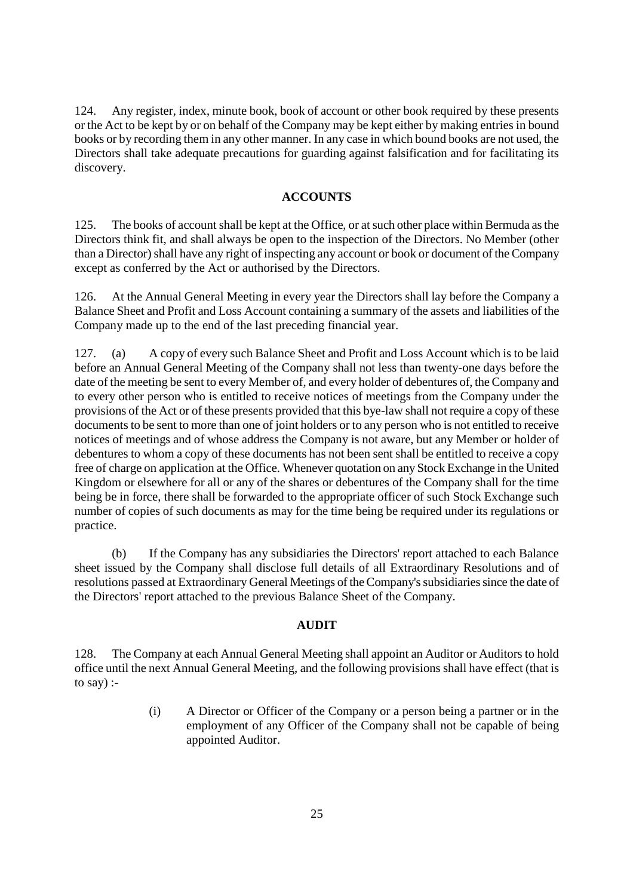124. Any register, index, minute book, book of account or other book required by these presents or the Act to be kept by or on behalf of the Company may be kept either by making entries in bound books or by recording them in any other manner. In any case in which bound books are not used, the Directors shall take adequate precautions for guarding against falsification and for facilitating its discovery.

## ACCOUNTS

125. The books of account shall be kept at the Office, or at such other place within Bermuda as the Directors think fit, and shall always be open to the inspection of the Directors. No Member (other than a Director) shall have any right of inspecting any account or book or document of the Company except as conferred by the Act or authorised by the Directors.

126. At the Annual General Meeting in every year the Directors shall lay before the Company a Balance Sheet and Profit and Loss Account containing a summary of the assets and liabilities of the Company made up to the end of the last preceding financial year.

127. (a) A copy of every such Balance Sheet and Profit and Loss Account which is to be laid before an Annual General Meeting of the Company shall not less than twenty-one days before the date of the meeting be sent to every Member of, and every holder of debentures of, the Company and to every other person who is entitled to receive notices of meetings from the Company under the provisions of the Act or of these presents provided that this bye-law shall not require a copy of these documents to be sent to more than one of joint holders or to any person who is not entitled to receive notices of meetings and of whose address the Company is not aware, but any Member or holder of debentures to whom a copy of these documents has not been sent shall be entitled to receive a copy free of charge on application at the Office. Whenever quotation on any Stock Exchange in the United Kingdom or elsewhere for all or any of the shares or debentures of the Company shall for the time being be in force, there shall be forwarded to the appropriate officer of such Stock Exchange such number of copies of such documents as may for the time being be required under its regulations or practice.

(b) If the Company has any subsidiaries the Directors' report attached to each Balance sheet issued by the Company shall disclose full details of all Extraordinary Resolutions and of resolutions passed at Extraordinary General Meetings of the Company's subsidiaries since the date of the Directors' report attached to the previous Balance Sheet of the Company.

## AUDIT

128. The Company at each Annual General Meeting shall appoint an Auditor or Auditors to hold office until the next Annual General Meeting, and the following provisions shall have effect (that is to say) :-

(i) A Director or Officer of the Company or a person being a partner or in the employment of any Officer of the Company shall not be capable of being appointed Auditor.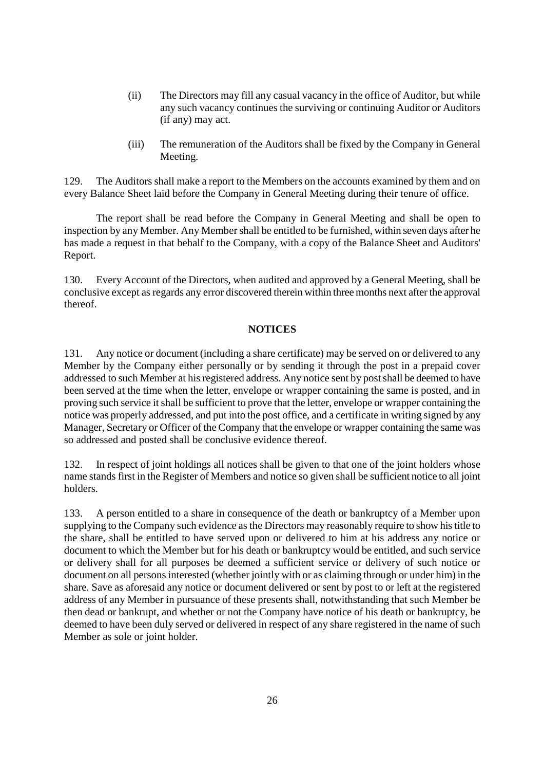(ii) The Directors may fill any casual vacancy in the office of Auditor, but while any such vacancy continues the surviving or continuing Auditor or Auditors (if any) may act.

(iii) The remuneration of the Auditors shall be fixed by the Company in General Meeting.

129. The Auditors shall make a report to the Members on the accounts examined by them and on every Balance Sheet laid before the Company in General Meeting during their tenure of office.

The report shall be read before the Company in General Meeting and shall be open to inspection by any Member. Any Member shall be entitled to be furnished, within seven days after he has made a request in that behalf to the Company, with a copy of the Balance Sheet and Auditors' Report.

130. Every Account of the Directors, when audited and approved by a General Meeting, shall be conclusive except as regards any error discovered therein within three months next after the approval thereof.

## NOTICES

131. Any notice or document (including a share certificate) may be served on or delivered to any Member by the Company either personally or by sending it through the post in a prepaid cover addressed to such Member at his registered address. Any notice sent by post shall be deemed to have been served at the time when the letter, envelope or wrapper containing the same is posted, and in proving such service it shall be sufficient to prove that the letter, envelope or wrapper containing the notice was properly addressed, and put into the post office, and a certificate in writing signed by any Manager, Secretary or Officer of the Company that the envelope or wrapper containing the same was so addressed and posted shall be conclusive evidence thereof.

132. In respect of joint holdings all notices shall be given to that one of the joint holders whose name stands first in the Register of Members and notice so given shall be sufficient notice to all joint holders.

133. A person entitled to a share in consequence of the death or bankruptcy of a Member upon supplying to the Company such evidence as the Directors may reasonably require to show his title to the share, shall be entitled to have served upon or delivered to him at his address any notice or document to which the Member but for his death or bankruptcy would be entitled, and such service or delivery shall for all purposes be deemed a sufficient service or delivery of such notice or document on all persons interested (whether jointly with or as claiming through or under him) in the share. Save as aforesaid any notice or document delivered or sent by post to or left at the registered address of any Member in pursuance of these presents shall, notwithstanding that such Member be then dead or bankrupt, and whether or not the Company have notice of his death or bankruptcy, be deemed to have been duly served or delivered in respect of any share registered in the name of such Member as sole or joint holder.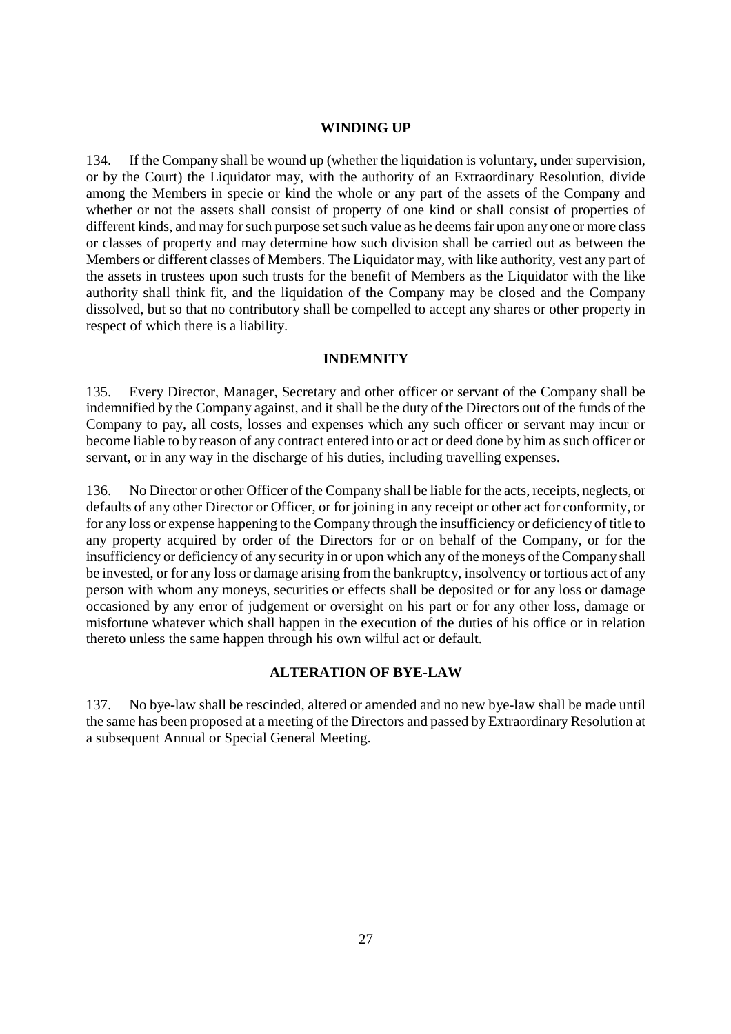## WINDING UP

134. If the Company shall be wound up (whether the liquidation is voluntary, under supervision, or by the Court) the Liquidator may, with the authority of an Extraordinary Resolution, divide among the Members in specie or kind the whole or any part of the assets of the Company and whether or not the assets shall consist of property of one kind or shall consist of properties of different kinds, and may for such purpose set such value as he deems fair upon any one or more class or classes of property and may determine how such division shall be carried out as between the Members or different classes of Members. The Liquidator may, with like authority, vest any part of the assets in trustees upon such trusts for the benefit of Members as the Liquidator with the like authority shall think fit, and the liquidation of the Company may be closed and the Company dissolved, but so that no contributory shall be compelled to accept any shares or other property in respect of which there is a liability.

## INDEMNITY

135. Every Director, Manager, Secretary and other officer or servant of the Company shall be indemnified by the Company against, and it shall be the duty of the Directors out of the funds of the Company to pay, all costs, losses and expenses which any such officer or servant may incur or become liable to by reason of any contract entered into or act or deed done by him as such officer or servant, or in any way in the discharge of his duties, including travelling expenses.

136. No Director or other Officer of the Company shall be liable for the acts, receipts, neglects, or defaults of any other Director or Officer, or for joining in any receipt or other act for conformity, or for any loss or expense happening to the Company through the insufficiency or deficiency of title to any property acquired by order of the Directors for or on behalf of the Company, or for the insufficiency or deficiency of any security in or upon which any of the moneys of the Company shall be invested, or for any loss or damage arising from the bankruptcy, insolvency or tortious act of any person with whom any moneys, securities or effects shall be deposited or for any loss or damage occasioned by any error of judgement or oversight on his part or for any other loss, damage or misfortune whatever which shall happen in the execution of the duties of his office or in relation thereto unless the same happen through his own wilful act or default.

## ALTERATION OF BYE-LAW

137. No bye-law shall be rescinded, altered or amended and no new bye-law shall be made until the same has been proposed at a meeting of the Directors and passed by Extraordinary Resolution at a subsequent Annual or Special General Meeting.